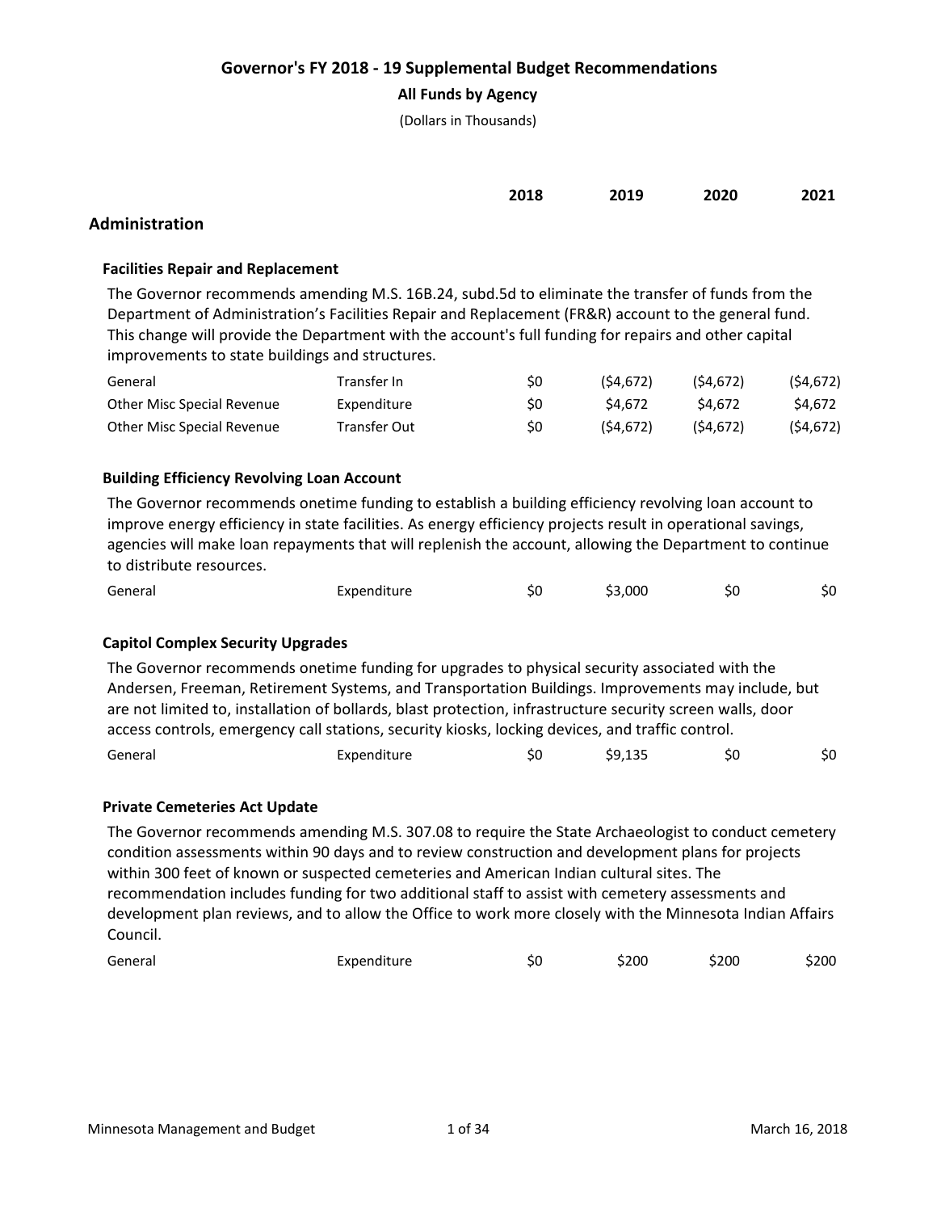# Governor's FY 2018 - 19 Supplemental Budget Recommendations

**All Funds by Agency**

(Dollars in Thousands)

| | | 2018 | 2019 | 2020 | 2021 |
|---|---|---|---|---|---|

## Administration

### Facilities Repair and Replacement

The Governor recommends amending M.S. 16B.24, subd.5d to eliminate the transfer of funds from the Department of Administration's Facilities Repair and Replacement (FR&R) account to the general fund. This change will provide the Department with the account's full funding for repairs and other capital improvements to state buildings and structures.

| Fund | Type | 2018 | 2019 | 2020 | 2021 |
|---|---|---|---|---|---|
| General | Transfer In | $0 | ($4,672) | ($4,672) | ($4,672) |
| Other Misc Special Revenue | Expenditure | $0 | $4,672 | $4,672 | $4,672 |
| Other Misc Special Revenue | Transfer Out | $0 | ($4,672) | ($4,672) | ($4,672) |

### Building Efficiency Revolving Loan Account

The Governor recommends onetime funding to establish a building efficiency revolving loan account to improve energy efficiency in state facilities. As energy efficiency projects result in operational savings, agencies will make loan repayments that will replenish the account, allowing the Department to continue to distribute resources.

| Fund | Type | 2018 | 2019 | 2020 | 2021 |
|---|---|---|---|---|---|
| General | Expenditure | $0 | $3,000 | $0 | $0 |

### Capitol Complex Security Upgrades

The Governor recommends onetime funding for upgrades to physical security associated with the Andersen, Freeman, Retirement Systems, and Transportation Buildings. Improvements may include, but are not limited to, installation of bollards, blast protection, infrastructure security screen walls, door access controls, emergency call stations, security kiosks, locking devices, and traffic control.

| Fund | Type | 2018 | 2019 | 2020 | 2021 |
|---|---|---|---|---|---|
| General | Expenditure | $0 | $9,135 | $0 | $0 |

### Private Cemeteries Act Update

The Governor recommends amending M.S. 307.08 to require the State Archaeologist to conduct cemetery condition assessments within 90 days and to review construction and development plans for projects within 300 feet of known or suspected cemeteries and American Indian cultural sites. The recommendation includes funding for two additional staff to assist with cemetery assessments and development plan reviews, and to allow the Office to work more closely with the Minnesota Indian Affairs Council.

| Fund | Type | 2018 | 2019 | 2020 | 2021 |
|---|---|---|---|---|---|
| General | Expenditure | $0 | $200 | $200 | $200 |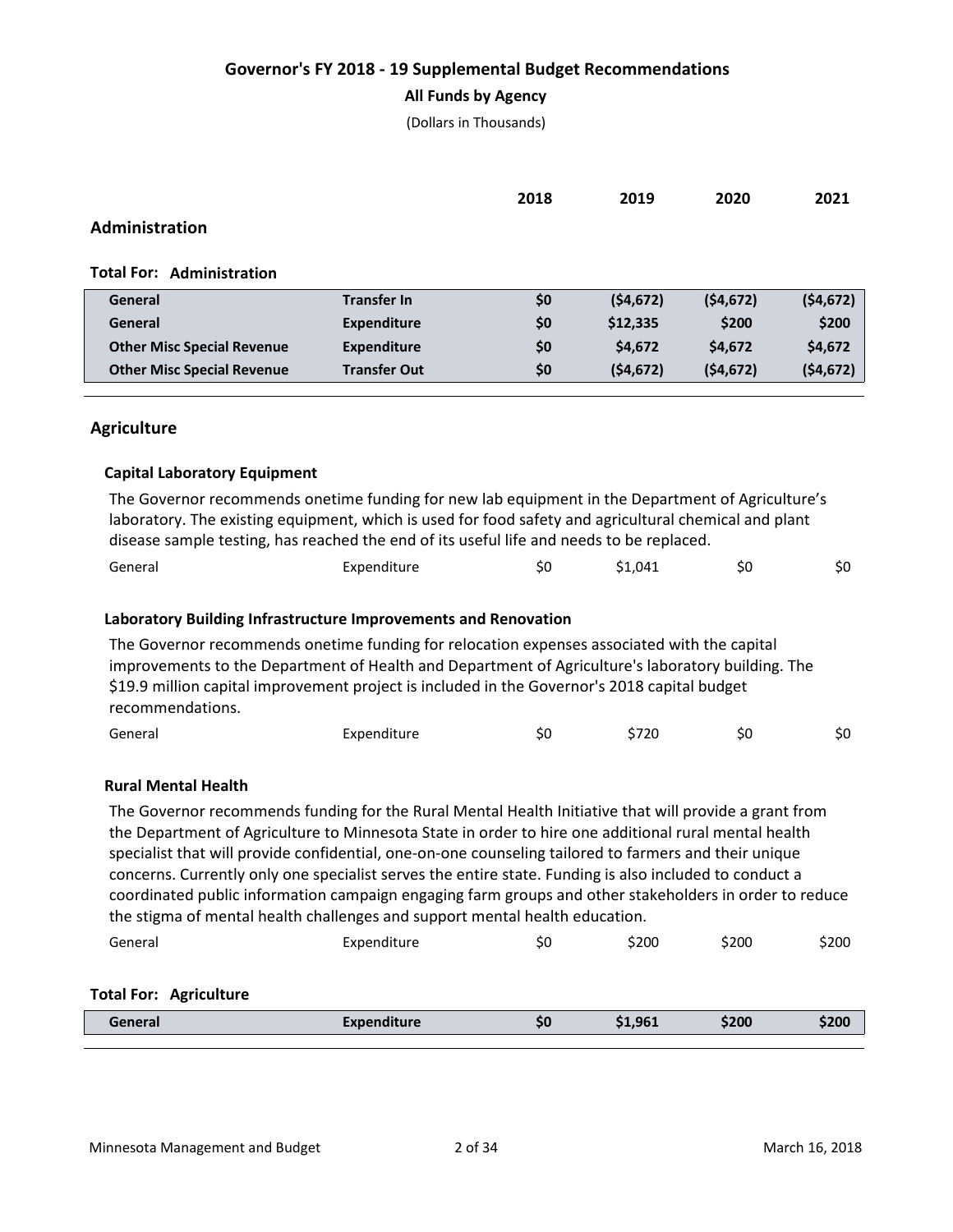# Governor's FY 2018 - 19 Supplemental Budget Recommendations

**All Funds by Agency**

(Dollars in Thousands)

## Administration

**Total For: Administration**

| | | 2018 | 2019 | 2020 | 2021 |
|---|---|---|---|---|---|
| **General** | **Transfer In** | **$0** | **($4,672)** | **($4,672)** | **($4,672)** |
| **General** | **Expenditure** | **$0** | **$12,335** | **$200** | **$200** |
| **Other Misc Special Revenue** | **Expenditure** | **$0** | **$4,672** | **$4,672** | **$4,672** |
| **Other Misc Special Revenue** | **Transfer Out** | **$0** | **($4,672)** | **($4,672)** | **($4,672)** |

## Agriculture

### Capital Laboratory Equipment

The Governor recommends onetime funding for new lab equipment in the Department of Agriculture's laboratory. The existing equipment, which is used for food safety and agricultural chemical and plant disease sample testing, has reached the end of its useful life and needs to be replaced.

| | | 2018 | 2019 | 2020 | 2021 |
|---|---|---|---|---|---|
| General | Expenditure | $0 | $1,041 | $0 | $0 |

### Laboratory Building Infrastructure Improvements and Renovation

The Governor recommends onetime funding for relocation expenses associated with the capital improvements to the Department of Health and Department of Agriculture's laboratory building. The $19.9 million capital improvement project is included in the Governor's 2018 capital budget recommendations.

| | | 2018 | 2019 | 2020 | 2021 |
|---|---|---|---|---|---|
| General | Expenditure | $0 | $720 | $0 | $0 |

### Rural Mental Health

The Governor recommends funding for the Rural Mental Health Initiative that will provide a grant from the Department of Agriculture to Minnesota State in order to hire one additional rural mental health specialist that will provide confidential, one-on-one counseling tailored to farmers and their unique concerns. Currently only one specialist serves the entire state. Funding is also included to conduct a coordinated public information campaign engaging farm groups and other stakeholders in order to reduce the stigma of mental health challenges and support mental health education.

| | | 2018 | 2019 | 2020 | 2021 |
|---|---|---|---|---|---|
| General | Expenditure | $0 | $200 | $200 | $200 |

**Total For: Agriculture**

| | | 2018 | 2019 | 2020 | 2021 |
|---|---|---|---|---|---|
| **General** | **Expenditure** | **$0** | **$1,961** | **$200** | **$200** |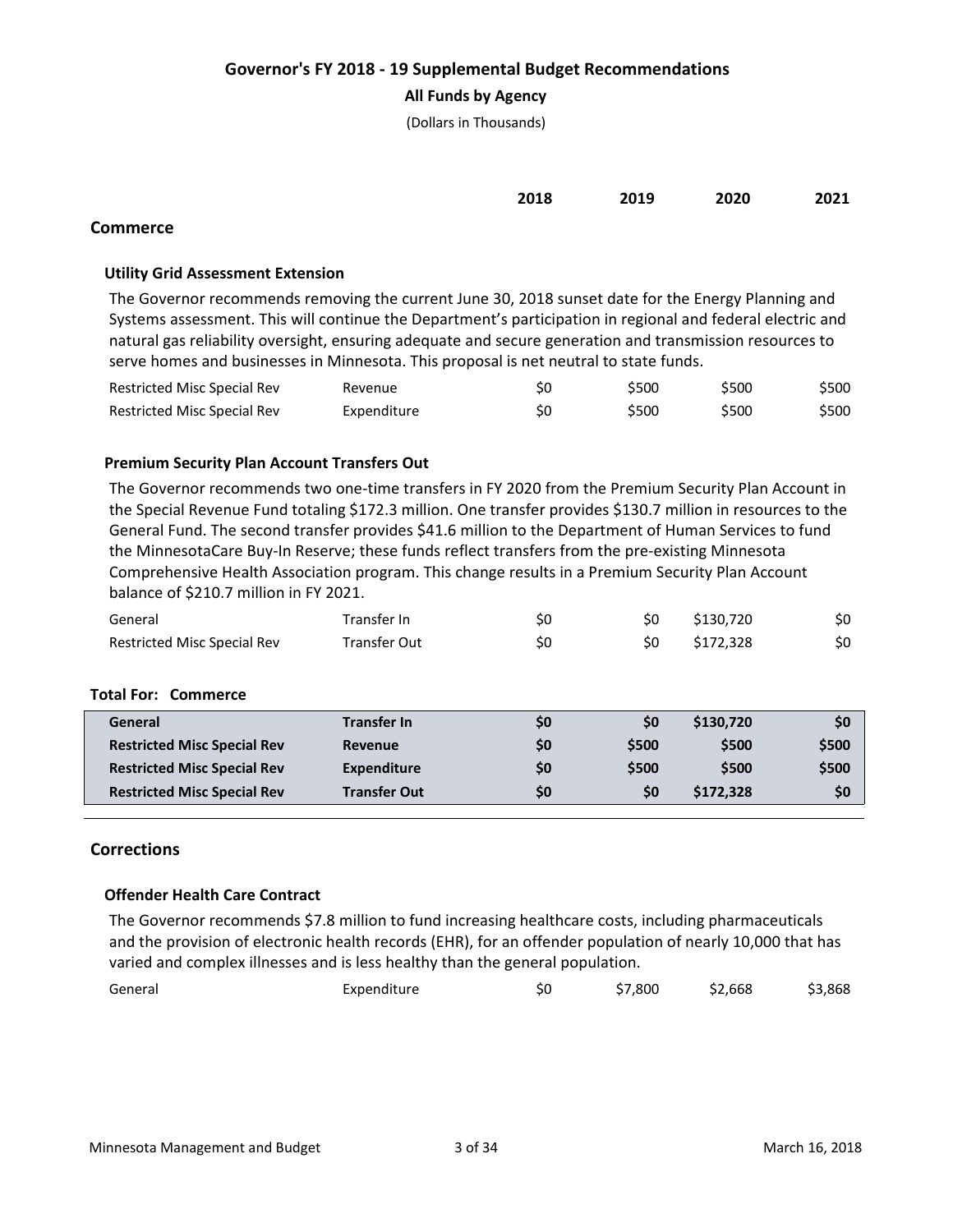# Governor's FY 2018 - 19 Supplemental Budget Recommendations

**All Funds by Agency**

(Dollars in Thousands)

| | | 2018 | 2019 | 2020 | 2021 |
|---|---|---|---|---|---|

## Commerce

### Utility Grid Assessment Extension

The Governor recommends removing the current June 30, 2018 sunset date for the Energy Planning and Systems assessment. This will continue the Department's participation in regional and federal electric and natural gas reliability oversight, ensuring adequate and secure generation and transmission resources to serve homes and businesses in Minnesota. This proposal is net neutral to state funds.

| Fund | Type | 2018 | 2019 | 2020 | 2021 |
|---|---|---|---|---|---|
| Restricted Misc Special Rev | Revenue | $0 | $500 | $500 | $500 |
| Restricted Misc Special Rev | Expenditure | $0 | $500 | $500 | $500 |

### Premium Security Plan Account Transfers Out

The Governor recommends two one-time transfers in FY 2020 from the Premium Security Plan Account in the Special Revenue Fund totaling $172.3 million. One transfer provides $130.7 million in resources to the General Fund. The second transfer provides $41.6 million to the Department of Human Services to fund the MinnesotaCare Buy-In Reserve; these funds reflect transfers from the pre-existing Minnesota Comprehensive Health Association program. This change results in a Premium Security Plan Account balance of $210.7 million in FY 2021.

| Fund | Type | 2018 | 2019 | 2020 | 2021 |
|---|---|---|---|---|---|
| General | Transfer In | $0 | $0 | $130,720 | $0 |
| Restricted Misc Special Rev | Transfer Out | $0 | $0 | $172,328 | $0 |

### Total For: Commerce

| Fund | Type | 2018 | 2019 | 2020 | 2021 |
|---|---|---|---|---|---|
| **General** | **Transfer In** | **$0** | **$0** | **$130,720** | **$0** |
| **Restricted Misc Special Rev** | **Revenue** | **$0** | **$500** | **$500** | **$500** |
| **Restricted Misc Special Rev** | **Expenditure** | **$0** | **$500** | **$500** | **$500** |
| **Restricted Misc Special Rev** | **Transfer Out** | **$0** | **$0** | **$172,328** | **$0** |

## Corrections

### Offender Health Care Contract

The Governor recommends $7.8 million to fund increasing healthcare costs, including pharmaceuticals and the provision of electronic health records (EHR), for an offender population of nearly 10,000 that has varied and complex illnesses and is less healthy than the general population.

| Fund | Type | 2018 | 2019 | 2020 | 2021 |
|---|---|---|---|---|---|
| General | Expenditure | $0 | $7,800 | $2,668 | $3,868 |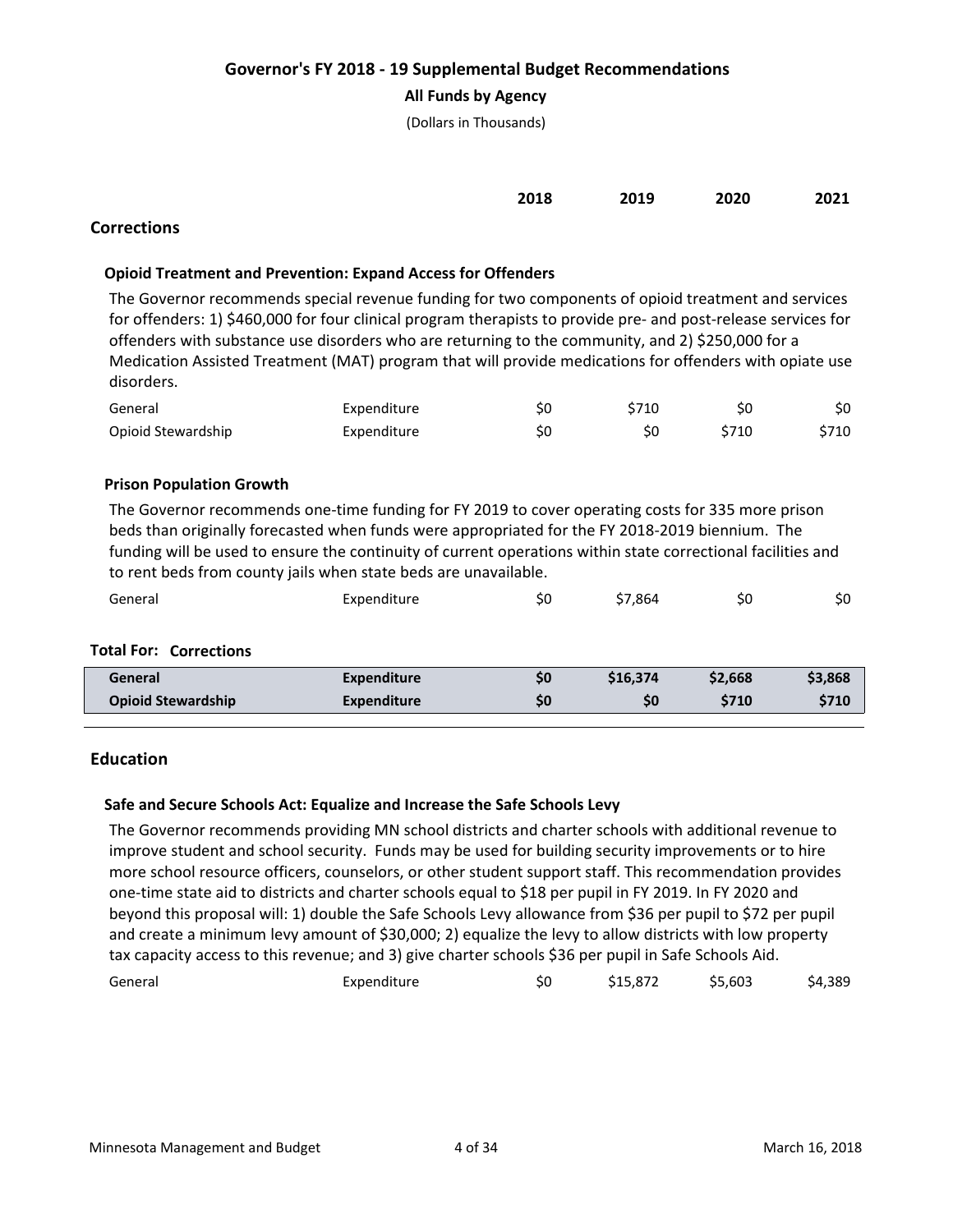# Governor's FY 2018 - 19 Supplemental Budget Recommendations

**All Funds by Agency**

(Dollars in Thousands)

| | | 2018 | 2019 | 2020 | 2021 |
|---|---|---|---|---|---|

## Corrections

### Opioid Treatment and Prevention: Expand Access for Offenders

The Governor recommends special revenue funding for two components of opioid treatment and services for offenders: 1) $460,000 for four clinical program therapists to provide pre- and post-release services for offenders with substance use disorders who are returning to the community, and 2) $250,000 for a Medication Assisted Treatment (MAT) program that will provide medications for offenders with opiate use disorders.

| Fund | Type | 2018 | 2019 | 2020 | 2021 |
|---|---|---|---|---|---|
| General | Expenditure | $0 | $710 | $0 | $0 |
| Opioid Stewardship | Expenditure | $0 | $0 | $710 | $710 |

### Prison Population Growth

The Governor recommends one-time funding for FY 2019 to cover operating costs for 335 more prison beds than originally forecasted when funds were appropriated for the FY 2018-2019 biennium. The funding will be used to ensure the continuity of current operations within state correctional facilities and to rent beds from county jails when state beds are unavailable.

| Fund | Type | 2018 | 2019 | 2020 | 2021 |
|---|---|---|---|---|---|
| General | Expenditure | $0 | $7,864 | $0 | $0 |

### Total For: Corrections

| Fund | Type | 2018 | 2019 | 2020 | 2021 |
|---|---|---|---|---|---|
| **General** | **Expenditure** | **$0** | **$16,374** | **$2,668** | **$3,868** |
| **Opioid Stewardship** | **Expenditure** | **$0** | **$0** | **$710** | **$710** |

## Education

### Safe and Secure Schools Act: Equalize and Increase the Safe Schools Levy

The Governor recommends providing MN school districts and charter schools with additional revenue to improve student and school security. Funds may be used for building security improvements or to hire more school resource officers, counselors, or other student support staff. This recommendation provides one-time state aid to districts and charter schools equal to $18 per pupil in FY 2019. In FY 2020 and beyond this proposal will: 1) double the Safe Schools Levy allowance from $36 per pupil to $72 per pupil and create a minimum levy amount of $30,000; 2) equalize the levy to allow districts with low property tax capacity access to this revenue; and 3) give charter schools $36 per pupil in Safe Schools Aid.

| Fund | Type | 2018 | 2019 | 2020 | 2021 |
|---|---|---|---|---|---|
| General | Expenditure | $0 | $15,872 | $5,603 | $4,389 |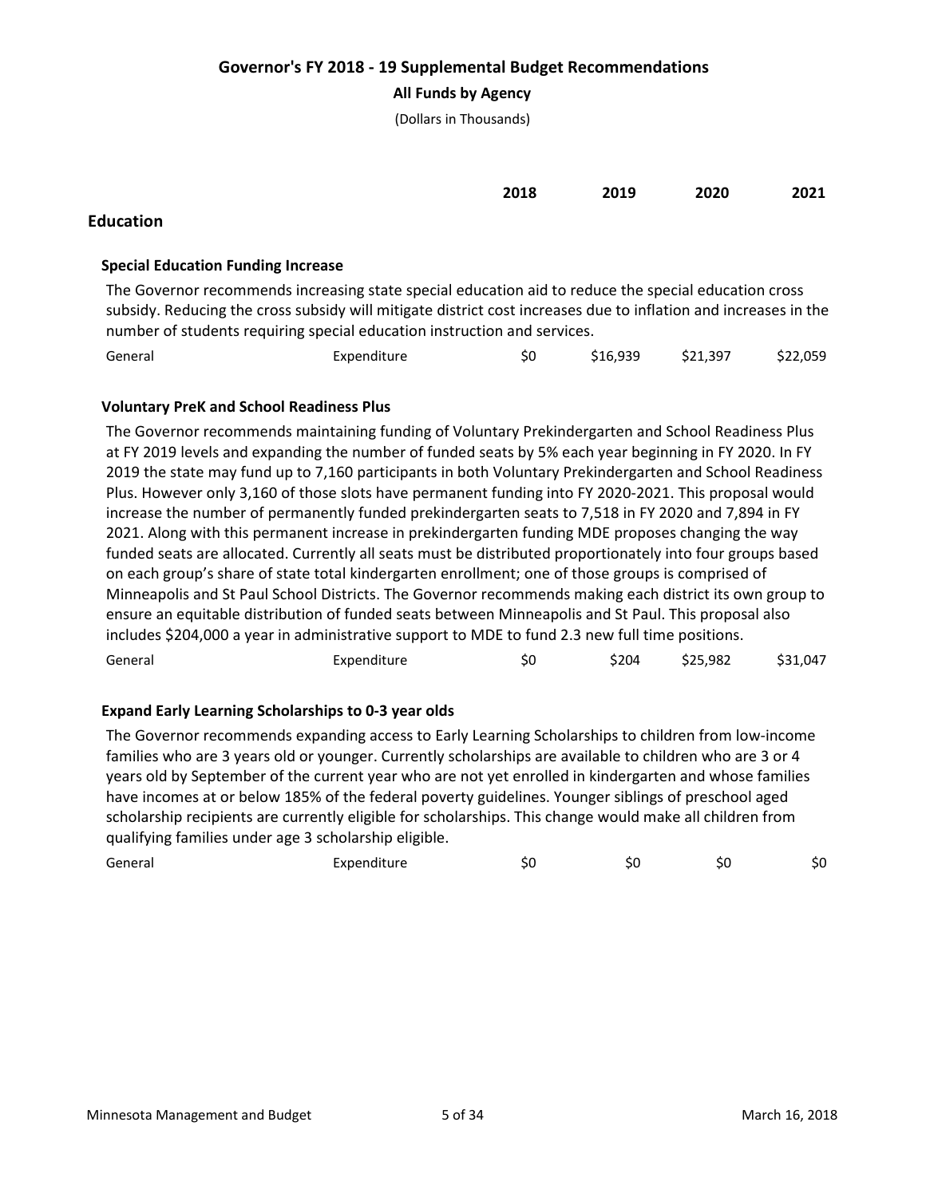# Governor's FY 2018 - 19 Supplemental Budget Recommendations

**All Funds by Agency**

(Dollars in Thousands)

| | | 2018 | 2019 | 2020 | 2021 |
|---|---|---|---|---|---|

## Education

### Special Education Funding Increase

The Governor recommends increasing state special education aid to reduce the special education cross subsidy. Reducing the cross subsidy will mitigate district cost increases due to inflation and increases in the number of students requiring special education instruction and services.

| Fund | Type | 2018 | 2019 | 2020 | 2021 |
|---|---|---|---|---|---|
| General | Expenditure | \$0 | \$16,939 | \$21,397 | \$22,059 |

### Voluntary PreK and School Readiness Plus

The Governor recommends maintaining funding of Voluntary Prekindergarten and School Readiness Plus at FY 2019 levels and expanding the number of funded seats by 5% each year beginning in FY 2020. In FY 2019 the state may fund up to 7,160 participants in both Voluntary Prekindergarten and School Readiness Plus. However only 3,160 of those slots have permanent funding into FY 2020-2021. This proposal would increase the number of permanently funded prekindergarten seats to 7,518 in FY 2020 and 7,894 in FY 2021. Along with this permanent increase in prekindergarten funding MDE proposes changing the way funded seats are allocated. Currently all seats must be distributed proportionately into four groups based on each group's share of state total kindergarten enrollment; one of those groups is comprised of Minneapolis and St Paul School Districts. The Governor recommends making each district its own group to ensure an equitable distribution of funded seats between Minneapolis and St Paul. This proposal also includes \$204,000 a year in administrative support to MDE to fund 2.3 new full time positions.

| Fund | Type | 2018 | 2019 | 2020 | 2021 |
|---|---|---|---|---|---|
| General | Expenditure | \$0 | \$204 | \$25,982 | \$31,047 |

### Expand Early Learning Scholarships to 0-3 year olds

The Governor recommends expanding access to Early Learning Scholarships to children from low-income families who are 3 years old or younger. Currently scholarships are available to children who are 3 or 4 years old by September of the current year who are not yet enrolled in kindergarten and whose families have incomes at or below 185% of the federal poverty guidelines. Younger siblings of preschool aged scholarship recipients are currently eligible for scholarships. This change would make all children from qualifying families under age 3 scholarship eligible.

| Fund | Type | 2018 | 2019 | 2020 | 2021 |
|---|---|---|---|---|---|
| General | Expenditure | \$0 | \$0 | \$0 | \$0 |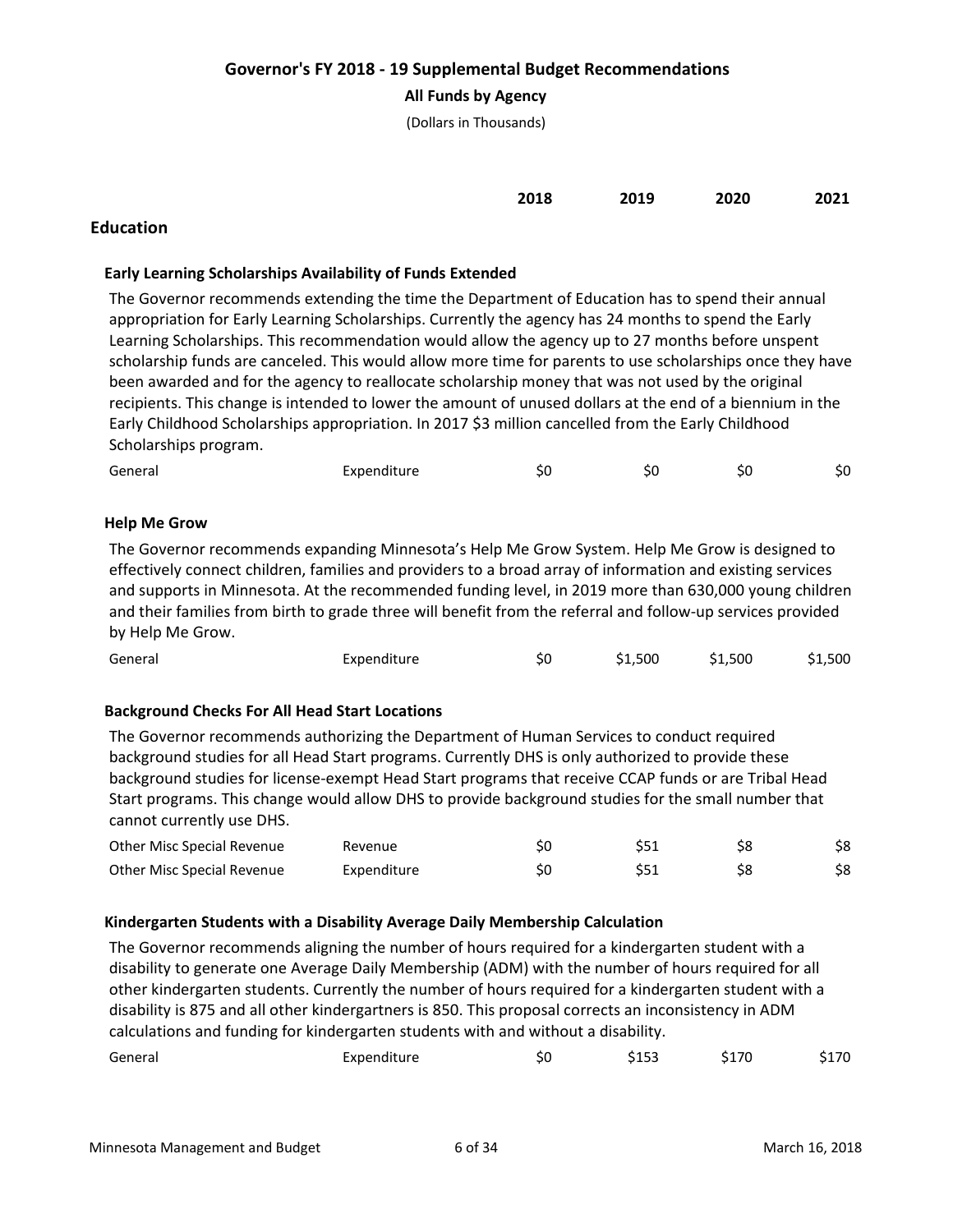# Governor's FY 2018 - 19 Supplemental Budget Recommendations

**All Funds by Agency**

(Dollars in Thousands)

## Education

### Early Learning Scholarships Availability of Funds Extended

The Governor recommends extending the time the Department of Education has to spend their annual appropriation for Early Learning Scholarships. Currently the agency has 24 months to spend the Early Learning Scholarships. This recommendation would allow the agency up to 27 months before unspent scholarship funds are canceled. This would allow more time for parents to use scholarships once they have been awarded and for the agency to reallocate scholarship money that was not used by the original recipients. This change is intended to lower the amount of unused dollars at the end of a biennium in the Early Childhood Scholarships appropriation. In 2017 $3 million cancelled from the Early Childhood Scholarships program.

| Fund | Type | 2018 | 2019 | 2020 | 2021 |
|---|---|---|---|---|---|
| General | Expenditure | $0 | $0 | $0 | $0 |

### Help Me Grow

The Governor recommends expanding Minnesota's Help Me Grow System. Help Me Grow is designed to effectively connect children, families and providers to a broad array of information and existing services and supports in Minnesota. At the recommended funding level, in 2019 more than 630,000 young children and their families from birth to grade three will benefit from the referral and follow-up services provided by Help Me Grow.

| Fund | Type | 2018 | 2019 | 2020 | 2021 |
|---|---|---|---|---|---|
| General | Expenditure | $0 | $1,500 | $1,500 | $1,500 |

### Background Checks For All Head Start Locations

The Governor recommends authorizing the Department of Human Services to conduct required background studies for all Head Start programs. Currently DHS is only authorized to provide these background studies for license-exempt Head Start programs that receive CCAP funds or are Tribal Head Start programs. This change would allow DHS to provide background studies for the small number that cannot currently use DHS.

| Fund | Type | 2018 | 2019 | 2020 | 2021 |
|---|---|---|---|---|---|
| Other Misc Special Revenue | Revenue | $0 | $51 | $8 | $8 |
| Other Misc Special Revenue | Expenditure | $0 | $51 | $8 | $8 |

### Kindergarten Students with a Disability Average Daily Membership Calculation

The Governor recommends aligning the number of hours required for a kindergarten student with a disability to generate one Average Daily Membership (ADM) with the number of hours required for all other kindergarten students. Currently the number of hours required for a kindergarten student with a disability is 875 and all other kindergartners is 850. This proposal corrects an inconsistency in ADM calculations and funding for kindergarten students with and without a disability.

| Fund | Type | 2018 | 2019 | 2020 | 2021 |
|---|---|---|---|---|---|
| General | Expenditure | $0 | $153 | $170 | $170 |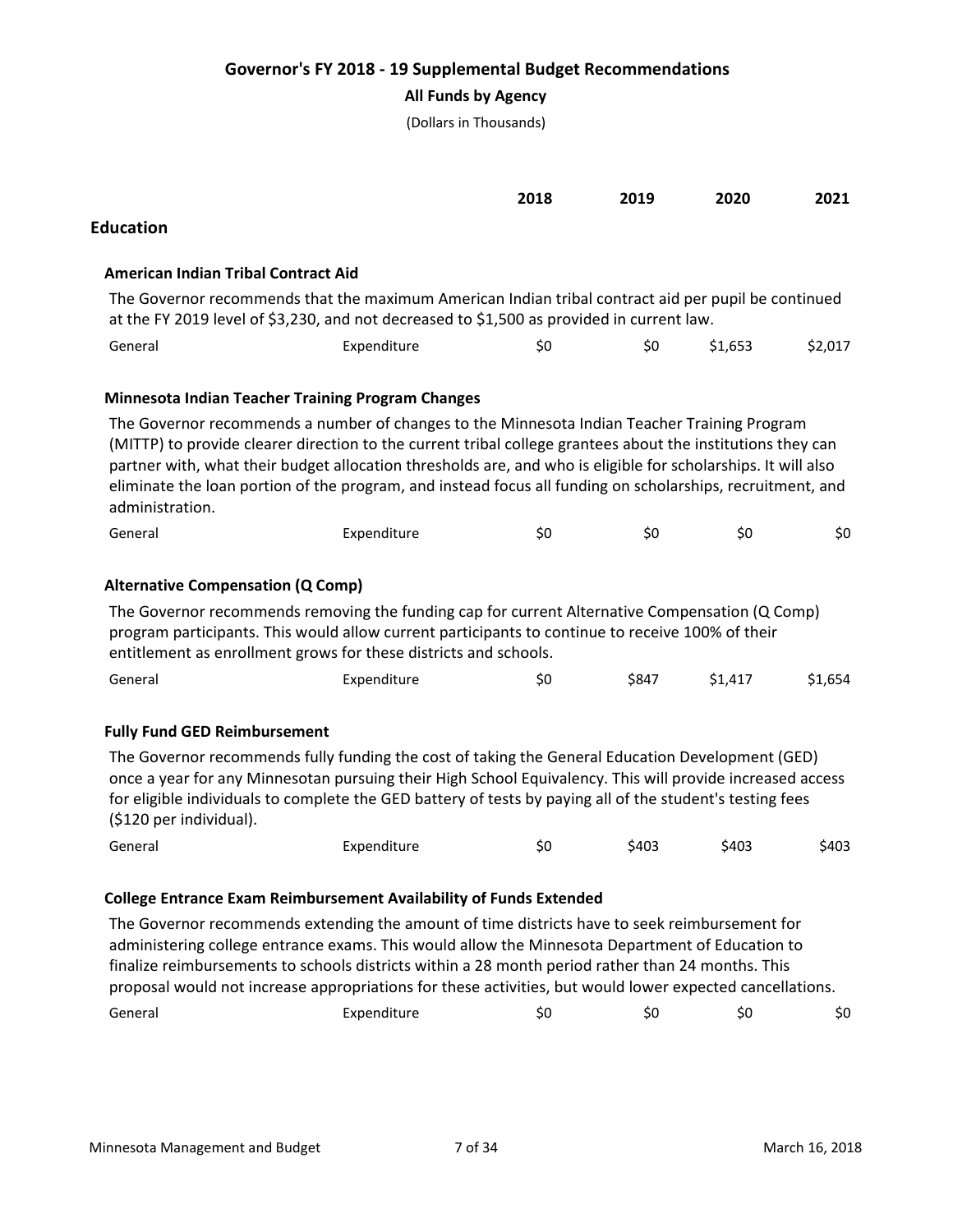# Governor's FY 2018 - 19 Supplemental Budget Recommendations

**All Funds by Agency**

(Dollars in Thousands)

| | | 2018 | 2019 | 2020 | 2021 |
|---|---|---|---|---|---|

## Education

### American Indian Tribal Contract Aid

The Governor recommends that the maximum American Indian tribal contract aid per pupil be continued at the FY 2019 level of $3,230, and not decreased to $1,500 as provided in current law.

| | | 2018 | 2019 | 2020 | 2021 |
|---|---|---|---|---|---|
| General | Expenditure | $0 | $0 | $1,653 | $2,017 |

### Minnesota Indian Teacher Training Program Changes

The Governor recommends a number of changes to the Minnesota Indian Teacher Training Program (MITTP) to provide clearer direction to the current tribal college grantees about the institutions they can partner with, what their budget allocation thresholds are, and who is eligible for scholarships. It will also eliminate the loan portion of the program, and instead focus all funding on scholarships, recruitment, and administration.

| | | 2018 | 2019 | 2020 | 2021 |
|---|---|---|---|---|---|
| General | Expenditure | $0 | $0 | $0 | $0 |

### Alternative Compensation (Q Comp)

The Governor recommends removing the funding cap for current Alternative Compensation (Q Comp) program participants. This would allow current participants to continue to receive 100% of their entitlement as enrollment grows for these districts and schools.

| | | 2018 | 2019 | 2020 | 2021 |
|---|---|---|---|---|---|
| General | Expenditure | $0 | $847 | $1,417 | $1,654 |

### Fully Fund GED Reimbursement

The Governor recommends fully funding the cost of taking the General Education Development (GED) once a year for any Minnesotan pursuing their High School Equivalency. This will provide increased access for eligible individuals to complete the GED battery of tests by paying all of the student's testing fees ($120 per individual).

| | | 2018 | 2019 | 2020 | 2021 |
|---|---|---|---|---|---|
| General | Expenditure | $0 | $403 | $403 | $403 |

### College Entrance Exam Reimbursement Availability of Funds Extended

The Governor recommends extending the amount of time districts have to seek reimbursement for administering college entrance exams. This would allow the Minnesota Department of Education to finalize reimbursements to schools districts within a 28 month period rather than 24 months. This proposal would not increase appropriations for these activities, but would lower expected cancellations.

| | | 2018 | 2019 | 2020 | 2021 |
|---|---|---|---|---|---|
| General | Expenditure | $0 | $0 | $0 | $0 |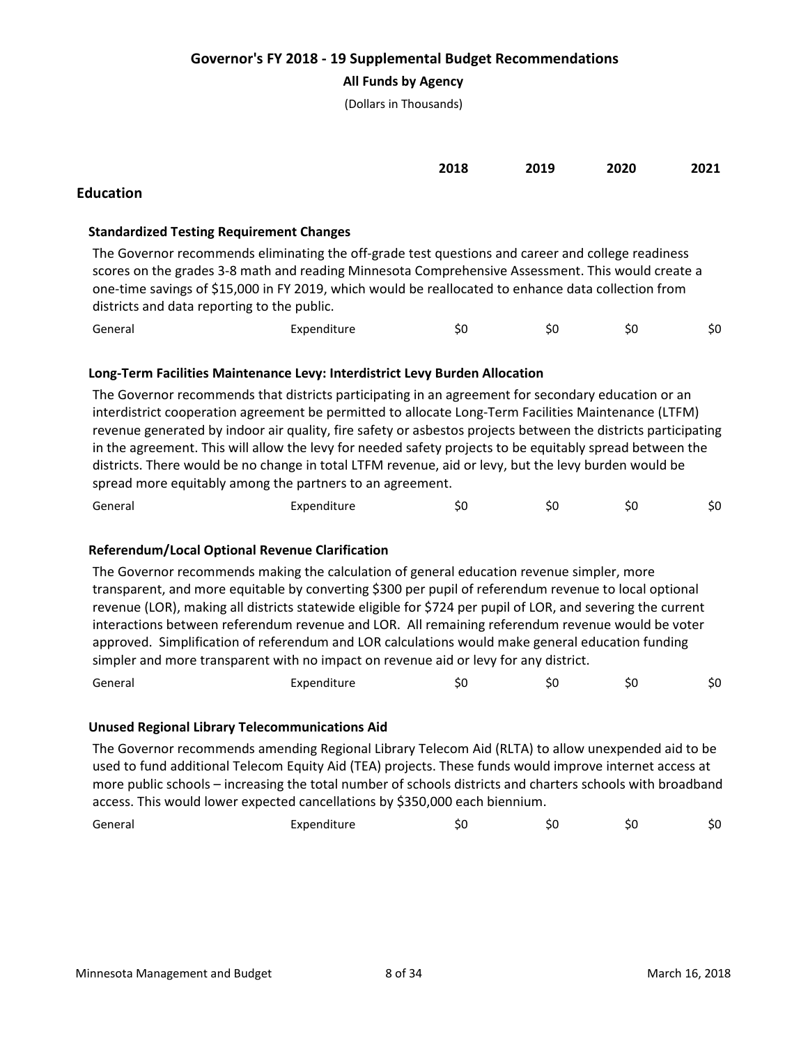# Governor's FY 2018 - 19 Supplemental Budget Recommendations

**All Funds by Agency**

(Dollars in Thousands)

## Education

|  |  | 2018 | 2019 | 2020 | 2021 |
|---|---|---|---|---|---|

### Standardized Testing Requirement Changes

The Governor recommends eliminating the off-grade test questions and career and college readiness scores on the grades 3-8 math and reading Minnesota Comprehensive Assessment. This would create a one-time savings of $15,000 in FY 2019, which would be reallocated to enhance data collection from districts and data reporting to the public.

| Fund | Type | 2018 | 2019 | 2020 | 2021 |
|---|---|---|---|---|---|
| General | Expenditure | $0 | $0 | $0 | $0 |

### Long-Term Facilities Maintenance Levy: Interdistrict Levy Burden Allocation

The Governor recommends that districts participating in an agreement for secondary education or an interdistrict cooperation agreement be permitted to allocate Long-Term Facilities Maintenance (LTFM) revenue generated by indoor air quality, fire safety or asbestos projects between the districts participating in the agreement. This will allow the levy for needed safety projects to be equitably spread between the districts. There would be no change in total LTFM revenue, aid or levy, but the levy burden would be spread more equitably among the partners to an agreement.

| Fund | Type | 2018 | 2019 | 2020 | 2021 |
|---|---|---|---|---|---|
| General | Expenditure | $0 | $0 | $0 | $0 |

### Referendum/Local Optional Revenue Clarification

The Governor recommends making the calculation of general education revenue simpler, more transparent, and more equitable by converting $300 per pupil of referendum revenue to local optional revenue (LOR), making all districts statewide eligible for $724 per pupil of LOR, and severing the current interactions between referendum revenue and LOR. All remaining referendum revenue would be voter approved. Simplification of referendum and LOR calculations would make general education funding simpler and more transparent with no impact on revenue aid or levy for any district.

| Fund | Type | 2018 | 2019 | 2020 | 2021 |
|---|---|---|---|---|---|
| General | Expenditure | $0 | $0 | $0 | $0 |

### Unused Regional Library Telecommunications Aid

The Governor recommends amending Regional Library Telecom Aid (RLTA) to allow unexpended aid to be used to fund additional Telecom Equity Aid (TEA) projects. These funds would improve internet access at more public schools – increasing the total number of schools districts and charters schools with broadband access. This would lower expected cancellations by $350,000 each biennium.

| Fund | Type | 2018 | 2019 | 2020 | 2021 |
|---|---|---|---|---|---|
| General | Expenditure | $0 | $0 | $0 | $0 |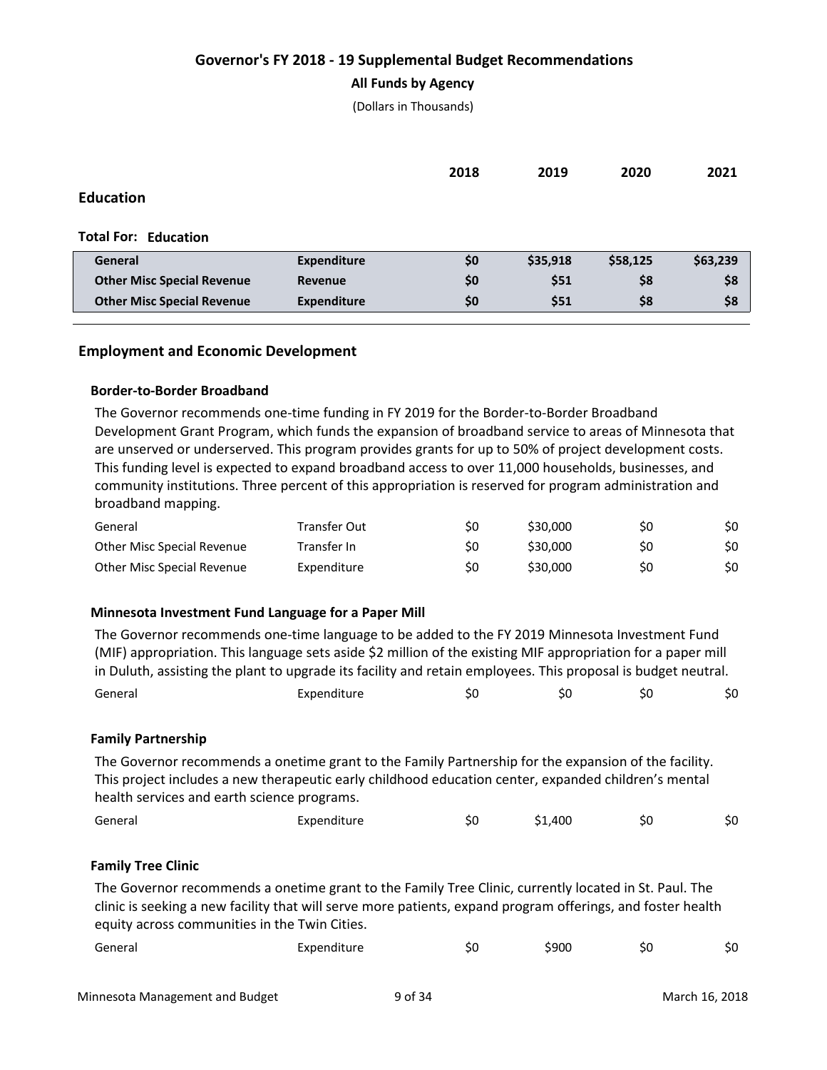# Governor's FY 2018 - 19 Supplemental Budget Recommendations

**All Funds by Agency**

(Dollars in Thousands)

| | | 2018 | 2019 | 2020 | 2021 |
|---|---|---|---|---|---|

## Education

### Total For: Education

| | | 2018 | 2019 | 2020 | 2021 |
|---|---|---|---|---|---|
| **General** | **Expenditure** | **$0** | **$35,918** | **$58,125** | **$63,239** |
| **Other Misc Special Revenue** | **Revenue** | **$0** | **$51** | **$8** | **$8** |
| **Other Misc Special Revenue** | **Expenditure** | **$0** | **$51** | **$8** | **$8** |

## Employment and Economic Development

### Border-to-Border Broadband

The Governor recommends one-time funding in FY 2019 for the Border-to-Border Broadband Development Grant Program, which funds the expansion of broadband service to areas of Minnesota that are unserved or underserved. This program provides grants for up to 50% of project development costs. This funding level is expected to expand broadband access to over 11,000 households, businesses, and community institutions. Three percent of this appropriation is reserved for program administration and broadband mapping.

| | | 2018 | 2019 | 2020 | 2021 |
|---|---|---|---|---|---|
| General | Transfer Out | $0 | $30,000 | $0 | $0 |
| Other Misc Special Revenue | Transfer In | $0 | $30,000 | $0 | $0 |
| Other Misc Special Revenue | Expenditure | $0 | $30,000 | $0 | $0 |

### Minnesota Investment Fund Language for a Paper Mill

The Governor recommends one-time language to be added to the FY 2019 Minnesota Investment Fund (MIF) appropriation. This language sets aside $2 million of the existing MIF appropriation for a paper mill in Duluth, assisting the plant to upgrade its facility and retain employees. This proposal is budget neutral.

| | | 2018 | 2019 | 2020 | 2021 |
|---|---|---|---|---|---|
| General | Expenditure | $0 | $0 | $0 | $0 |

### Family Partnership

The Governor recommends a onetime grant to the Family Partnership for the expansion of the facility. This project includes a new therapeutic early childhood education center, expanded children's mental health services and earth science programs.

| | | 2018 | 2019 | 2020 | 2021 |
|---|---|---|---|---|---|
| General | Expenditure | $0 | $1,400 | $0 | $0 |

### Family Tree Clinic

The Governor recommends a onetime grant to the Family Tree Clinic, currently located in St. Paul. The clinic is seeking a new facility that will serve more patients, expand program offerings, and foster health equity across communities in the Twin Cities.

| | | 2018 | 2019 | 2020 | 2021 |
|---|---|---|---|---|---|
| General | Expenditure | $0 | $900 | $0 | $0 |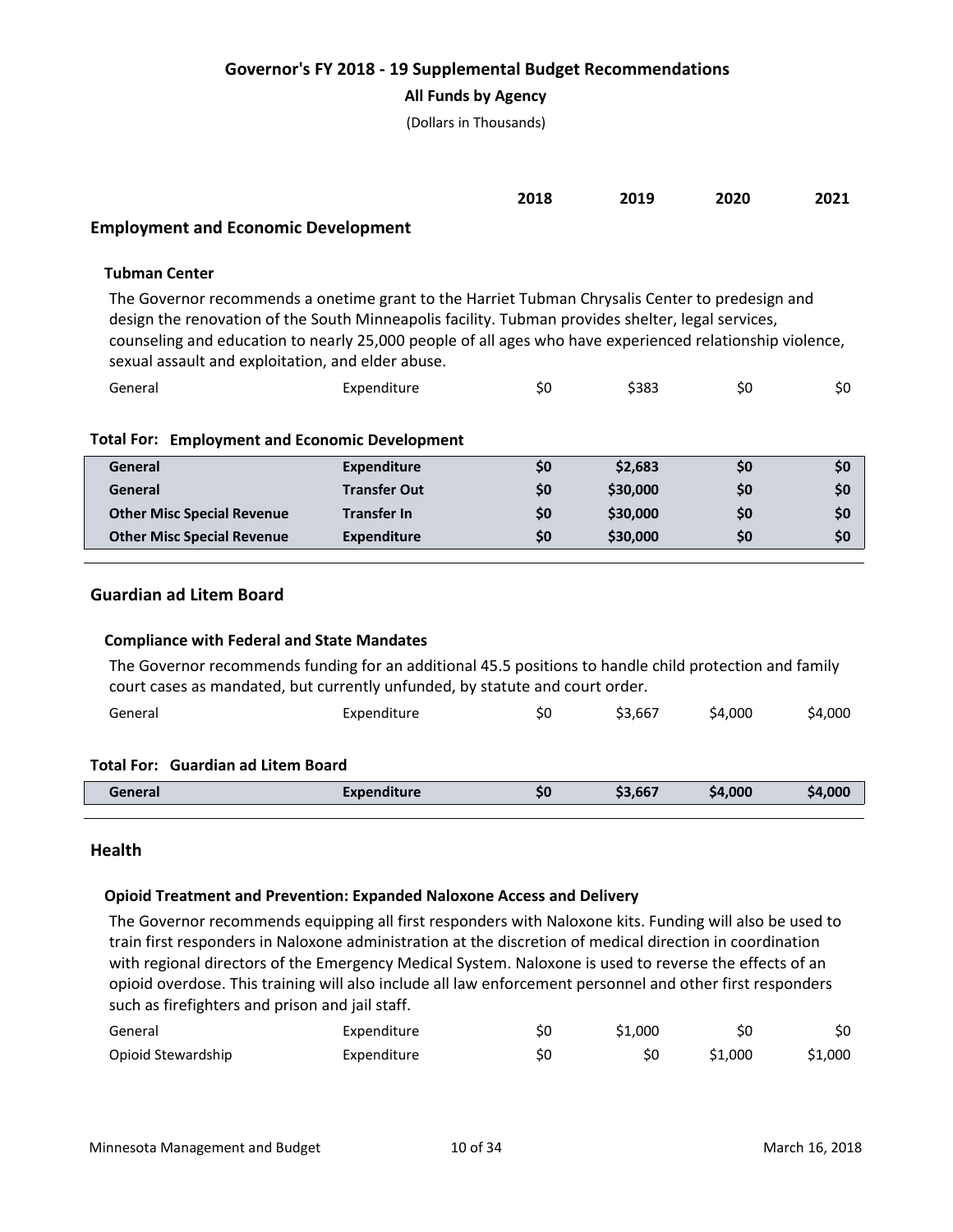# Governor's FY 2018 - 19 Supplemental Budget Recommendations

**All Funds by Agency**

(Dollars in Thousands)

| | | 2018 | 2019 | 2020 | 2021 |
|---|---|---|---|---|---|

## Employment and Economic Development

### Tubman Center

The Governor recommends a onetime grant to the Harriet Tubman Chrysalis Center to predesign and design the renovation of the South Minneapolis facility. Tubman provides shelter, legal services, counseling and education to nearly 25,000 people of all ages who have experienced relationship violence, sexual assault and exploitation, and elder abuse.

| Fund | Type | 2018 | 2019 | 2020 | 2021 |
|---|---|---|---|---|---|
| General | Expenditure | $0 | $383 | $0 | $0 |

**Total For: Employment and Economic Development**

| Fund | Type | 2018 | 2019 | 2020 | 2021 |
|---|---|---|---|---|---|
| **General** | **Expenditure** | **$0** | **$2,683** | **$0** | **$0** |
| **General** | **Transfer Out** | **$0** | **$30,000** | **$0** | **$0** |
| **Other Misc Special Revenue** | **Transfer In** | **$0** | **$30,000** | **$0** | **$0** |
| **Other Misc Special Revenue** | **Expenditure** | **$0** | **$30,000** | **$0** | **$0** |

## Guardian ad Litem Board

### Compliance with Federal and State Mandates

The Governor recommends funding for an additional 45.5 positions to handle child protection and family court cases as mandated, but currently unfunded, by statute and court order.

| Fund | Type | 2018 | 2019 | 2020 | 2021 |
|---|---|---|---|---|---|
| General | Expenditure | $0 | $3,667 | $4,000 | $4,000 |

**Total For: Guardian ad Litem Board**

| Fund | Type | 2018 | 2019 | 2020 | 2021 |
|---|---|---|---|---|---|
| **General** | **Expenditure** | **$0** | **$3,667** | **$4,000** | **$4,000** |

## Health

### Opioid Treatment and Prevention: Expanded Naloxone Access and Delivery

The Governor recommends equipping all first responders with Naloxone kits. Funding will also be used to train first responders in Naloxone administration at the discretion of medical direction in coordination with regional directors of the Emergency Medical System. Naloxone is used to reverse the effects of an opioid overdose. This training will also include all law enforcement personnel and other first responders such as firefighters and prison and jail staff.

| Fund | Type | 2018 | 2019 | 2020 | 2021 |
|---|---|---|---|---|---|
| General | Expenditure | $0 | $1,000 | $0 | $0 |
| Opioid Stewardship | Expenditure | $0 | $0 | $1,000 | $1,000 |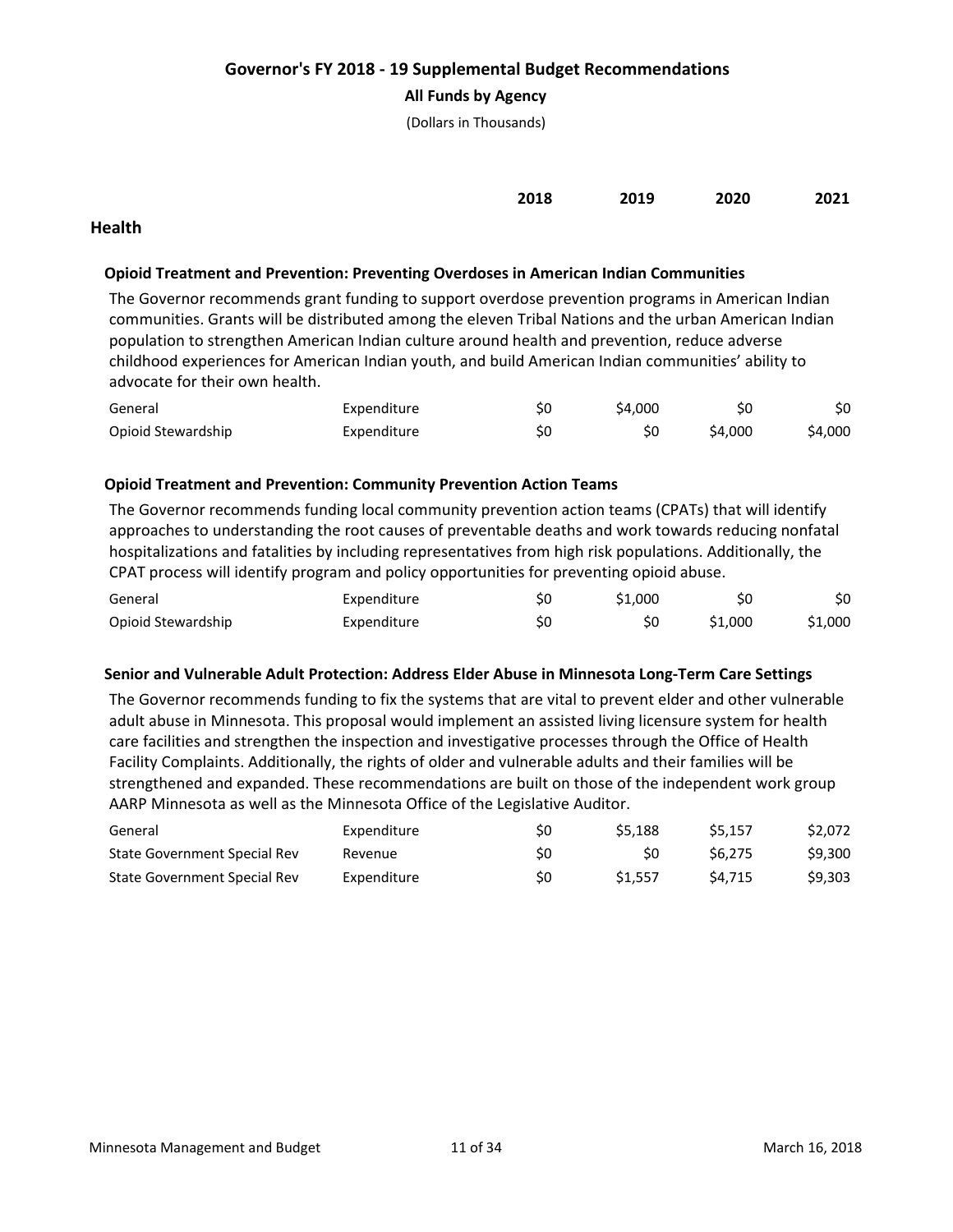# Governor's FY 2018 - 19 Supplemental Budget Recommendations

**All Funds by Agency**

(Dollars in Thousands)

## Health

### Opioid Treatment and Prevention: Preventing Overdoses in American Indian Communities

The Governor recommends grant funding to support overdose prevention programs in American Indian communities. Grants will be distributed among the eleven Tribal Nations and the urban American Indian population to strengthen American Indian culture around health and prevention, reduce adverse childhood experiences for American Indian youth, and build American Indian communities' ability to advocate for their own health.

| | | 2018 | 2019 | 2020 | 2021 |
|---|---|---|---|---|---|
| General | Expenditure | $0 | $4,000 | $0 | $0 |
| Opioid Stewardship | Expenditure | $0 | $0 | $4,000 | $4,000 |

### Opioid Treatment and Prevention: Community Prevention Action Teams

The Governor recommends funding local community prevention action teams (CPATs) that will identify approaches to understanding the root causes of preventable deaths and work towards reducing nonfatal hospitalizations and fatalities by including representatives from high risk populations. Additionally, the CPAT process will identify program and policy opportunities for preventing opioid abuse.

| | | 2018 | 2019 | 2020 | 2021 |
|---|---|---|---|---|---|
| General | Expenditure | $0 | $1,000 | $0 | $0 |
| Opioid Stewardship | Expenditure | $0 | $0 | $1,000 | $1,000 |

### Senior and Vulnerable Adult Protection: Address Elder Abuse in Minnesota Long-Term Care Settings

The Governor recommends funding to fix the systems that are vital to prevent elder and other vulnerable adult abuse in Minnesota. This proposal would implement an assisted living licensure system for health care facilities and strengthen the inspection and investigative processes through the Office of Health Facility Complaints. Additionally, the rights of older and vulnerable adults and their families will be strengthened and expanded. These recommendations are built on those of the independent work group AARP Minnesota as well as the Minnesota Office of the Legislative Auditor.

| | | 2018 | 2019 | 2020 | 2021 |
|---|---|---|---|---|---|
| General | Expenditure | $0 | $5,188 | $5,157 | $2,072 |
| State Government Special Rev | Revenue | $0 | $0 | $6,275 | $9,300 |
| State Government Special Rev | Expenditure | $0 | $1,557 | $4,715 | $9,303 |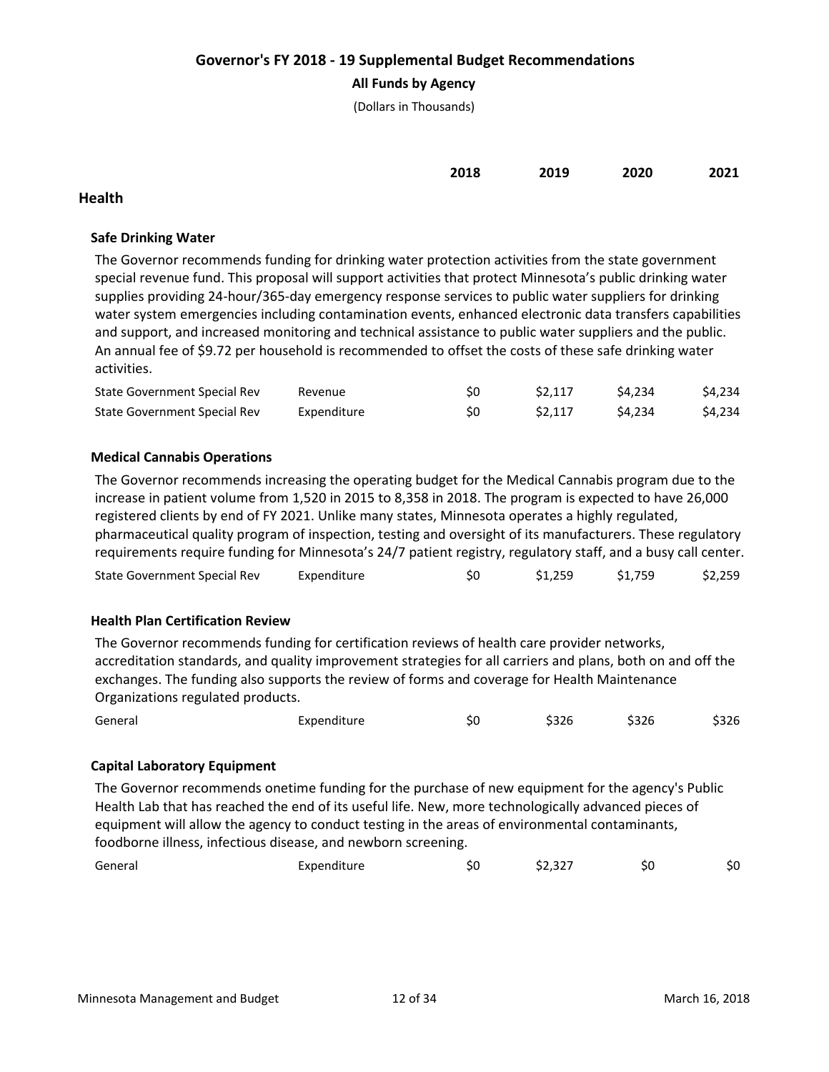# Governor's FY 2018 - 19 Supplemental Budget Recommendations

**All Funds by Agency**

(Dollars in Thousands)

## Health

### Safe Drinking Water

The Governor recommends funding for drinking water protection activities from the state government special revenue fund. This proposal will support activities that protect Minnesota's public drinking water supplies providing 24-hour/365-day emergency response services to public water suppliers for drinking water system emergencies including contamination events, enhanced electronic data transfers capabilities and support, and increased monitoring and technical assistance to public water suppliers and the public. An annual fee of $9.72 per household is recommended to offset the costs of these safe drinking water activities.

| Fund | Type | 2018 | 2019 | 2020 | 2021 |
|---|---|---|---|---|---|
| State Government Special Rev | Revenue | $0 | $2,117 | $4,234 | $4,234 |
| State Government Special Rev | Expenditure | $0 | $2,117 | $4,234 | $4,234 |

### Medical Cannabis Operations

The Governor recommends increasing the operating budget for the Medical Cannabis program due to the increase in patient volume from 1,520 in 2015 to 8,358 in 2018. The program is expected to have 26,000 registered clients by end of FY 2021. Unlike many states, Minnesota operates a highly regulated, pharmaceutical quality program of inspection, testing and oversight of its manufacturers. These regulatory requirements require funding for Minnesota's 24/7 patient registry, regulatory staff, and a busy call center.

| Fund | Type | 2018 | 2019 | 2020 | 2021 |
|---|---|---|---|---|---|
| State Government Special Rev | Expenditure | $0 | $1,259 | $1,759 | $2,259 |

### Health Plan Certification Review

The Governor recommends funding for certification reviews of health care provider networks, accreditation standards, and quality improvement strategies for all carriers and plans, both on and off the exchanges. The funding also supports the review of forms and coverage for Health Maintenance Organizations regulated products.

| Fund | Type | 2018 | 2019 | 2020 | 2021 |
|---|---|---|---|---|---|
| General | Expenditure | $0 | $326 | $326 | $326 |

### Capital Laboratory Equipment

The Governor recommends onetime funding for the purchase of new equipment for the agency's Public Health Lab that has reached the end of its useful life. New, more technologically advanced pieces of equipment will allow the agency to conduct testing in the areas of environmental contaminants, foodborne illness, infectious disease, and newborn screening.

| Fund | Type | 2018 | 2019 | 2020 | 2021 |
|---|---|---|---|---|---|
| General | Expenditure | $0 | $2,327 | $0 | $0 |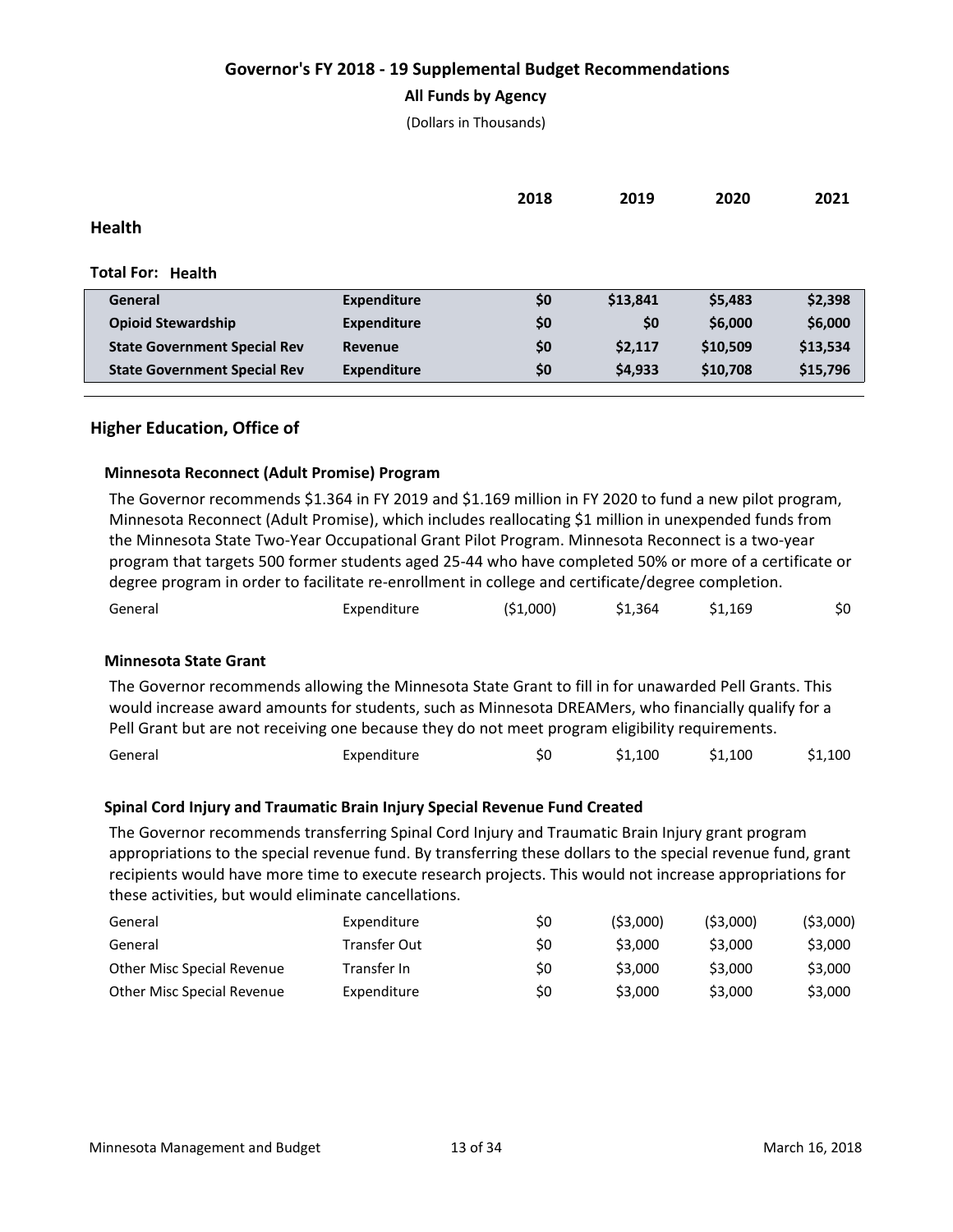# Governor's FY 2018 - 19 Supplemental Budget Recommendations

**All Funds by Agency**

(Dollars in Thousands)

## Health

**Total For: Health**

| | | 2018 | 2019 | 2020 | 2021 |
|---|---|---|---|---|---|
| **General** | **Expenditure** | **$0** | **$13,841** | **$5,483** | **$2,398** |
| **Opioid Stewardship** | **Expenditure** | **$0** | **$0** | **$6,000** | **$6,000** |
| **State Government Special Rev** | **Revenue** | **$0** | **$2,117** | **$10,509** | **$13,534** |
| **State Government Special Rev** | **Expenditure** | **$0** | **$4,933** | **$10,708** | **$15,796** |

## Higher Education, Office of

### Minnesota Reconnect (Adult Promise) Program

The Governor recommends $1.364 in FY 2019 and $1.169 million in FY 2020 to fund a new pilot program, Minnesota Reconnect (Adult Promise), which includes reallocating $1 million in unexpended funds from the Minnesota State Two-Year Occupational Grant Pilot Program. Minnesota Reconnect is a two-year program that targets 500 former students aged 25-44 who have completed 50% or more of a certificate or degree program in order to facilitate re-enrollment in college and certificate/degree completion.

| | | 2018 | 2019 | 2020 | 2021 |
|---|---|---|---|---|---|
| General | Expenditure | ($1,000) | $1,364 | $1,169 | $0 |

### Minnesota State Grant

The Governor recommends allowing the Minnesota State Grant to fill in for unawarded Pell Grants. This would increase award amounts for students, such as Minnesota DREAMers, who financially qualify for a Pell Grant but are not receiving one because they do not meet program eligibility requirements.

| | | 2018 | 2019 | 2020 | 2021 |
|---|---|---|---|---|---|
| General | Expenditure | $0 | $1,100 | $1,100 | $1,100 |

### Spinal Cord Injury and Traumatic Brain Injury Special Revenue Fund Created

The Governor recommends transferring Spinal Cord Injury and Traumatic Brain Injury grant program appropriations to the special revenue fund. By transferring these dollars to the special revenue fund, grant recipients would have more time to execute research projects. This would not increase appropriations for these activities, but would eliminate cancellations.

| | | 2018 | 2019 | 2020 | 2021 |
|---|---|---|---|---|---|
| General | Expenditure | $0 | ($3,000) | ($3,000) | ($3,000) |
| General | Transfer Out | $0 | $3,000 | $3,000 | $3,000 |
| Other Misc Special Revenue | Transfer In | $0 | $3,000 | $3,000 | $3,000 |
| Other Misc Special Revenue | Expenditure | $0 | $3,000 | $3,000 | $3,000 |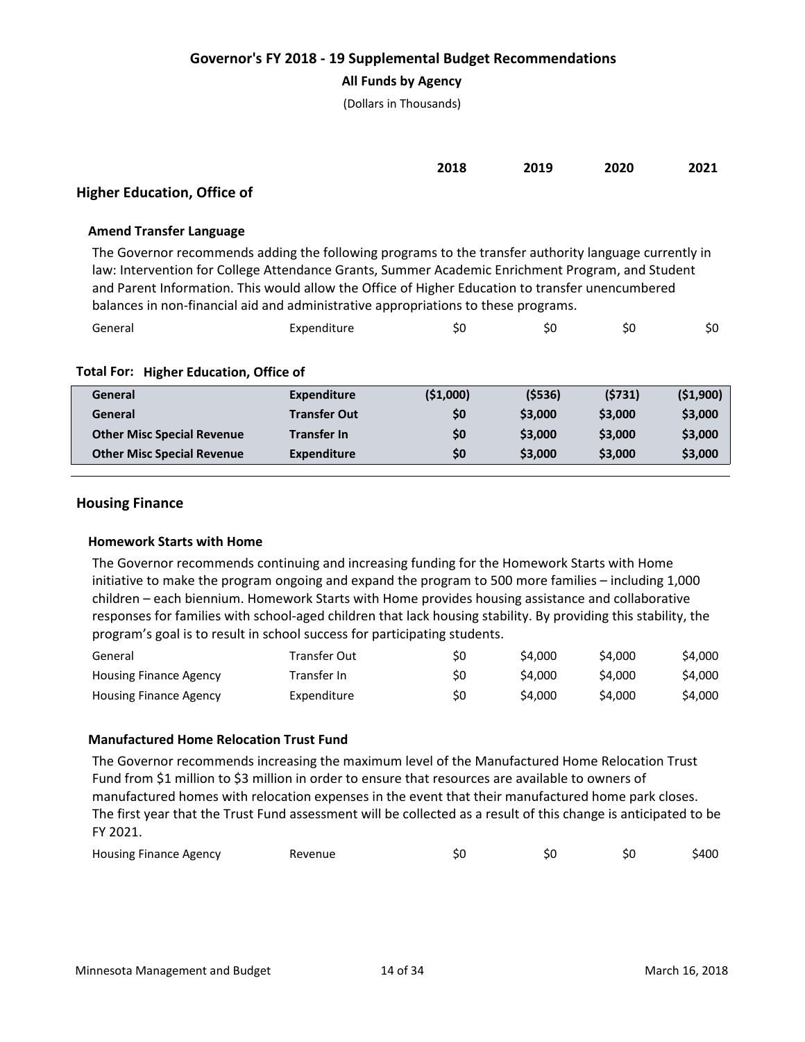## Governor's FY 2018 - 19 Supplemental Budget Recommendations

**All Funds by Agency**

(Dollars in Thousands)

| | | 2018 | 2019 | 2020 | 2021 |
|---|---|---|---|---|---|

### Higher Education, Office of

#### Amend Transfer Language

The Governor recommends adding the following programs to the transfer authority language currently in law: Intervention for College Attendance Grants, Summer Academic Enrichment Program, and Student and Parent Information. This would allow the Office of Higher Education to transfer unencumbered balances in non-financial aid and administrative appropriations to these programs.

| | | 2018 | 2019 | 2020 | 2021 |
|---|---|---|---|---|---|
| General | Expenditure | $0 | $0 | $0 | $0 |

**Total For: Higher Education, Office of**

| | | 2018 | 2019 | 2020 | 2021 |
|---|---|---|---|---|---|
| **General** | **Expenditure** | **($1,000)** | **($536)** | **($731)** | **($1,900)** |
| **General** | **Transfer Out** | **$0** | **$3,000** | **$3,000** | **$3,000** |
| **Other Misc Special Revenue** | **Transfer In** | **$0** | **$3,000** | **$3,000** | **$3,000** |
| **Other Misc Special Revenue** | **Expenditure** | **$0** | **$3,000** | **$3,000** | **$3,000** |

### Housing Finance

#### Homework Starts with Home

The Governor recommends continuing and increasing funding for the Homework Starts with Home initiative to make the program ongoing and expand the program to 500 more families – including 1,000 children – each biennium. Homework Starts with Home provides housing assistance and collaborative responses for families with school-aged children that lack housing stability. By providing this stability, the program's goal is to result in school success for participating students.

| | | 2018 | 2019 | 2020 | 2021 |
|---|---|---|---|---|---|
| General | Transfer Out | $0 | $4,000 | $4,000 | $4,000 |
| Housing Finance Agency | Transfer In | $0 | $4,000 | $4,000 | $4,000 |
| Housing Finance Agency | Expenditure | $0 | $4,000 | $4,000 | $4,000 |

#### Manufactured Home Relocation Trust Fund

The Governor recommends increasing the maximum level of the Manufactured Home Relocation Trust Fund from $1 million to $3 million in order to ensure that resources are available to owners of manufactured homes with relocation expenses in the event that their manufactured home park closes. The first year that the Trust Fund assessment will be collected as a result of this change is anticipated to be FY 2021.

| | | 2018 | 2019 | 2020 | 2021 |
|---|---|---|---|---|---|
| Housing Finance Agency | Revenue | $0 | $0 | $0 | $400 |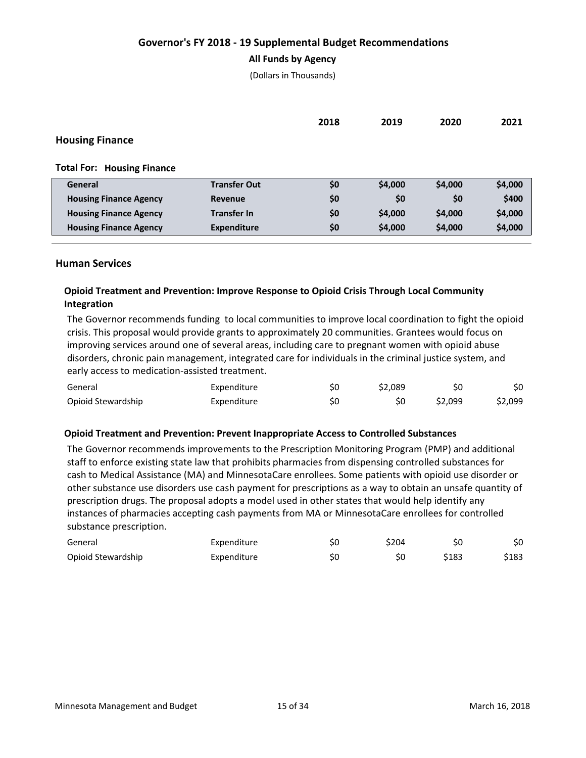# Governor's FY 2018 - 19 Supplemental Budget Recommendations

**All Funds by Agency**

(Dollars in Thousands)

## Housing Finance

**Total For: Housing Finance**

| | | 2018 | 2019 | 2020 | 2021 |
|---|---|---|---|---|---|
| **General** | **Transfer Out** | **$0** | **$4,000** | **$4,000** | **$4,000** |
| **Housing Finance Agency** | **Revenue** | **$0** | **$0** | **$0** | **$400** |
| **Housing Finance Agency** | **Transfer In** | **$0** | **$4,000** | **$4,000** | **$4,000** |
| **Housing Finance Agency** | **Expenditure** | **$0** | **$4,000** | **$4,000** | **$4,000** |

## Human Services

### Opioid Treatment and Prevention: Improve Response to Opioid Crisis Through Local Community Integration

The Governor recommends funding to local communities to improve local coordination to fight the opioid crisis. This proposal would provide grants to approximately 20 communities. Grantees would focus on improving services around one of several areas, including care to pregnant women with opioid abuse disorders, chronic pain management, integrated care for individuals in the criminal justice system, and early access to medication-assisted treatment.

| | | 2018 | 2019 | 2020 | 2021 |
|---|---|---|---|---|---|
| General | Expenditure | $0 | $2,089 | $0 | $0 |
| Opioid Stewardship | Expenditure | $0 | $0 | $2,099 | $2,099 |

### Opioid Treatment and Prevention: Prevent Inappropriate Access to Controlled Substances

The Governor recommends improvements to the Prescription Monitoring Program (PMP) and additional staff to enforce existing state law that prohibits pharmacies from dispensing controlled substances for cash to Medical Assistance (MA) and MinnesotaCare enrollees. Some patients with opioid use disorder or other substance use disorders use cash payment for prescriptions as a way to obtain an unsafe quantity of prescription drugs. The proposal adopts a model used in other states that would help identify any instances of pharmacies accepting cash payments from MA or MinnesotaCare enrollees for controlled substance prescription.

| | | 2018 | 2019 | 2020 | 2021 |
|---|---|---|---|---|---|
| General | Expenditure | $0 | $204 | $0 | $0 |
| Opioid Stewardship | Expenditure | $0 | $0 | $183 | $183 |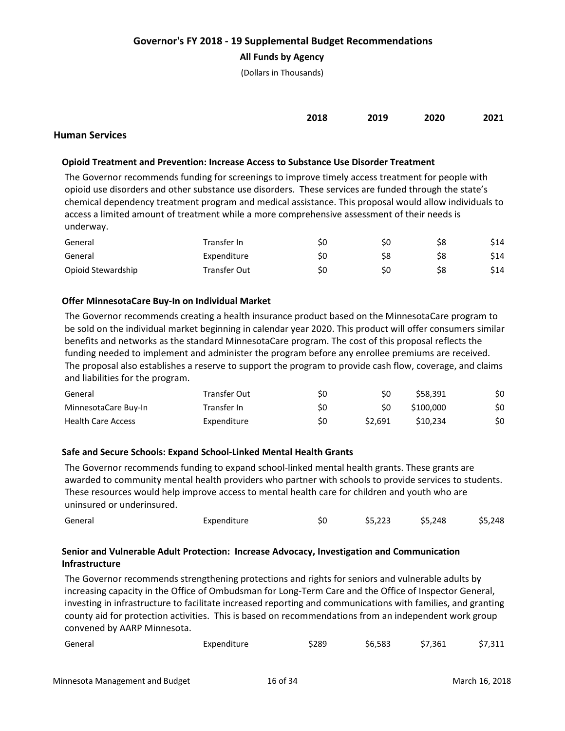# Governor's FY 2018 - 19 Supplemental Budget Recommendations

**All Funds by Agency**

(Dollars in Thousands)

| | | 2018 | 2019 | 2020 | 2021 |
|---|---|---|---|---|---|

## Human Services

### Opioid Treatment and Prevention: Increase Access to Substance Use Disorder Treatment

The Governor recommends funding for screenings to improve timely access treatment for people with opioid use disorders and other substance use disorders. These services are funded through the state's chemical dependency treatment program and medical assistance. This proposal would allow individuals to access a limited amount of treatment while a more comprehensive assessment of their needs is underway.

| Fund | Type | 2018 | 2019 | 2020 | 2021 |
|---|---|---|---|---|---|
| General | Transfer In | $0 | $0 | $8 | $14 |
| General | Expenditure | $0 | $8 | $8 | $14 |
| Opioid Stewardship | Transfer Out | $0 | $0 | $8 | $14 |

### Offer MinnesotaCare Buy-In on Individual Market

The Governor recommends creating a health insurance product based on the MinnesotaCare program to be sold on the individual market beginning in calendar year 2020. This product will offer consumers similar benefits and networks as the standard MinnesotaCare program. The cost of this proposal reflects the funding needed to implement and administer the program before any enrollee premiums are received. The proposal also establishes a reserve to support the program to provide cash flow, coverage, and claims and liabilities for the program.

| Fund | Type | 2018 | 2019 | 2020 | 2021 |
|---|---|---|---|---|---|
| General | Transfer Out | $0 | $0 | $58,391 | $0 |
| MinnesotaCare Buy-In | Transfer In | $0 | $0 | $100,000 | $0 |
| Health Care Access | Expenditure | $0 | $2,691 | $10,234 | $0 |

### Safe and Secure Schools: Expand School-Linked Mental Health Grants

The Governor recommends funding to expand school-linked mental health grants. These grants are awarded to community mental health providers who partner with schools to provide services to students. These resources would help improve access to mental health care for children and youth who are uninsured or underinsured.

| Fund | Type | 2018 | 2019 | 2020 | 2021 |
|---|---|---|---|---|---|
| General | Expenditure | $0 | $5,223 | $5,248 | $5,248 |

### Senior and Vulnerable Adult Protection: Increase Advocacy, Investigation and Communication Infrastructure

The Governor recommends strengthening protections and rights for seniors and vulnerable adults by increasing capacity in the Office of Ombudsman for Long-Term Care and the Office of Inspector General, investing in infrastructure to facilitate increased reporting and communications with families, and granting county aid for protection activities. This is based on recommendations from an independent work group convened by AARP Minnesota.

| Fund | Type | 2018 | 2019 | 2020 | 2021 |
|---|---|---|---|---|---|
| General | Expenditure | $289 | $6,583 | $7,361 | $7,311 |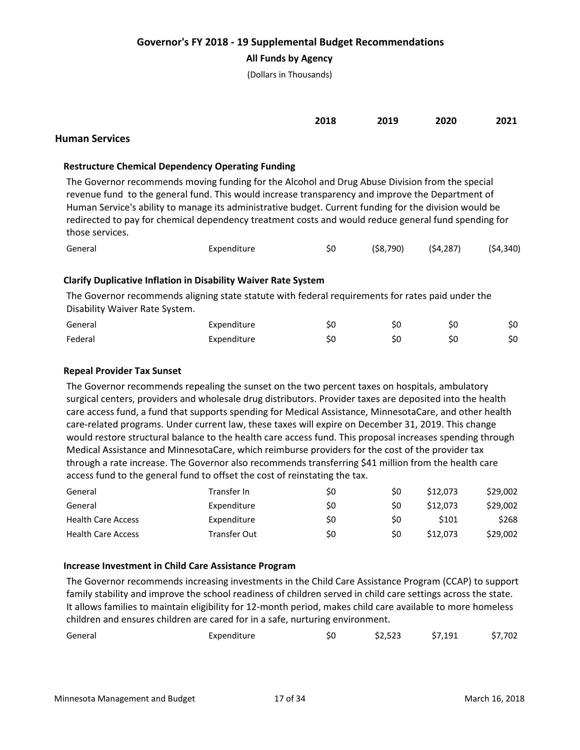# Governor's FY 2018 - 19 Supplemental Budget Recommendations

**All Funds by Agency**

(Dollars in Thousands)

| | | 2018 | 2019 | 2020 | 2021 |
|---|---|---|---|---|---|

## Human Services

### Restructure Chemical Dependency Operating Funding

The Governor recommends moving funding for the Alcohol and Drug Abuse Division from the special revenue fund to the general fund. This would increase transparency and improve the Department of Human Service's ability to manage its administrative budget. Current funding for the division would be redirected to pay for chemical dependency treatment costs and would reduce general fund spending for those services.

| Fund | Type | 2018 | 2019 | 2020 | 2021 |
|---|---|---|---|---|---|
| General | Expenditure | $0 | ($8,790) | ($4,287) | ($4,340) |

### Clarify Duplicative Inflation in Disability Waiver Rate System

The Governor recommends aligning state statute with federal requirements for rates paid under the Disability Waiver Rate System.

| Fund | Type | 2018 | 2019 | 2020 | 2021 |
|---|---|---|---|---|---|
| General | Expenditure | $0 | $0 | $0 | $0 |
| Federal | Expenditure | $0 | $0 | $0 | $0 |

### Repeal Provider Tax Sunset

The Governor recommends repealing the sunset on the two percent taxes on hospitals, ambulatory surgical centers, providers and wholesale drug distributors. Provider taxes are deposited into the health care access fund, a fund that supports spending for Medical Assistance, MinnesotaCare, and other health care-related programs. Under current law, these taxes will expire on December 31, 2019. This change would restore structural balance to the health care access fund. This proposal increases spending through Medical Assistance and MinnesotaCare, which reimburse providers for the cost of the provider tax through a rate increase. The Governor also recommends transferring $41 million from the health care access fund to the general fund to offset the cost of reinstating the tax.

| Fund | Type | 2018 | 2019 | 2020 | 2021 |
|---|---|---|---|---|---|
| General | Transfer In | $0 | $0 | $12,073 | $29,002 |
| General | Expenditure | $0 | $0 | $12,073 | $29,002 |
| Health Care Access | Expenditure | $0 | $0 | $101 | $268 |
| Health Care Access | Transfer Out | $0 | $0 | $12,073 | $29,002 |

### Increase Investment in Child Care Assistance Program

The Governor recommends increasing investments in the Child Care Assistance Program (CCAP) to support family stability and improve the school readiness of children served in child care settings across the state. It allows families to maintain eligibility for 12-month period, makes child care available to more homeless children and ensures children are cared for in a safe, nurturing environment.

| Fund | Type | 2018 | 2019 | 2020 | 2021 |
|---|---|---|---|---|---|
| General | Expenditure | $0 | $2,523 | $7,191 | $7,702 |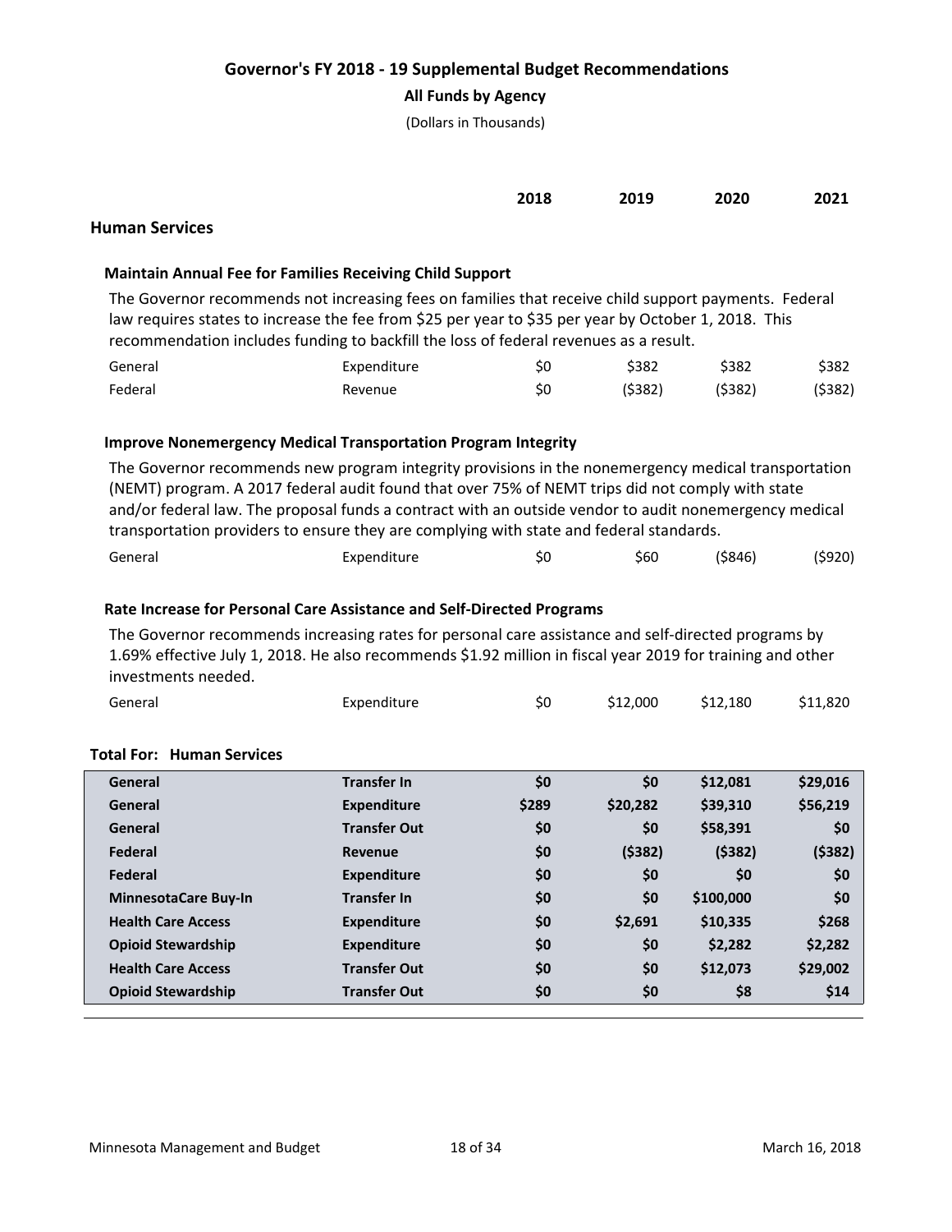## Governor's FY 2018 - 19 Supplemental Budget Recommendations

**All Funds by Agency**

(Dollars in Thousands)

| | | 2018 | 2019 | 2020 | 2021 |
|---|---|---|---|---|---|

### Human Services

#### Maintain Annual Fee for Families Receiving Child Support

The Governor recommends not increasing fees on families that receive child support payments. Federal law requires states to increase the fee from $25 per year to $35 per year by October 1, 2018. This recommendation includes funding to backfill the loss of federal revenues as a result.

| | | 2018 | 2019 | 2020 | 2021 |
|---|---|---|---|---|---|
| General | Expenditure | $0 | $382 | $382 | $382 |
| Federal | Revenue | $0 | ($382) | ($382) | ($382) |

#### Improve Nonemergency Medical Transportation Program Integrity

The Governor recommends new program integrity provisions in the nonemergency medical transportation (NEMT) program. A 2017 federal audit found that over 75% of NEMT trips did not comply with state and/or federal law. The proposal funds a contract with an outside vendor to audit nonemergency medical transportation providers to ensure they are complying with state and federal standards.

| | | 2018 | 2019 | 2020 | 2021 |
|---|---|---|---|---|---|
| General | Expenditure | $0 | $60 | ($846) | ($920) |

#### Rate Increase for Personal Care Assistance and Self-Directed Programs

The Governor recommends increasing rates for personal care assistance and self-directed programs by 1.69% effective July 1, 2018. He also recommends $1.92 million in fiscal year 2019 for training and other investments needed.

| | | 2018 | 2019 | 2020 | 2021 |
|---|---|---|---|---|---|
| General | Expenditure | $0 | $12,000 | $12,180 | $11,820 |

#### Total For: Human Services

| | | 2018 | 2019 | 2020 | 2021 |
|---|---|---|---|---|---|
| **General** | **Transfer In** | **$0** | **$0** | **$12,081** | **$29,016** |
| **General** | **Expenditure** | **$289** | **$20,282** | **$39,310** | **$56,219** |
| **General** | **Transfer Out** | **$0** | **$0** | **$58,391** | **$0** |
| **Federal** | **Revenue** | **$0** | **($382)** | **($382)** | **($382)** |
| **Federal** | **Expenditure** | **$0** | **$0** | **$0** | **$0** |
| **MinnesotaCare Buy-In** | **Transfer In** | **$0** | **$0** | **$100,000** | **$0** |
| **Health Care Access** | **Expenditure** | **$0** | **$2,691** | **$10,335** | **$268** |
| **Opioid Stewardship** | **Expenditure** | **$0** | **$0** | **$2,282** | **$2,282** |
| **Health Care Access** | **Transfer Out** | **$0** | **$0** | **$12,073** | **$29,002** |
| **Opioid Stewardship** | **Transfer Out** | **$0** | **$0** | **$8** | **$14** |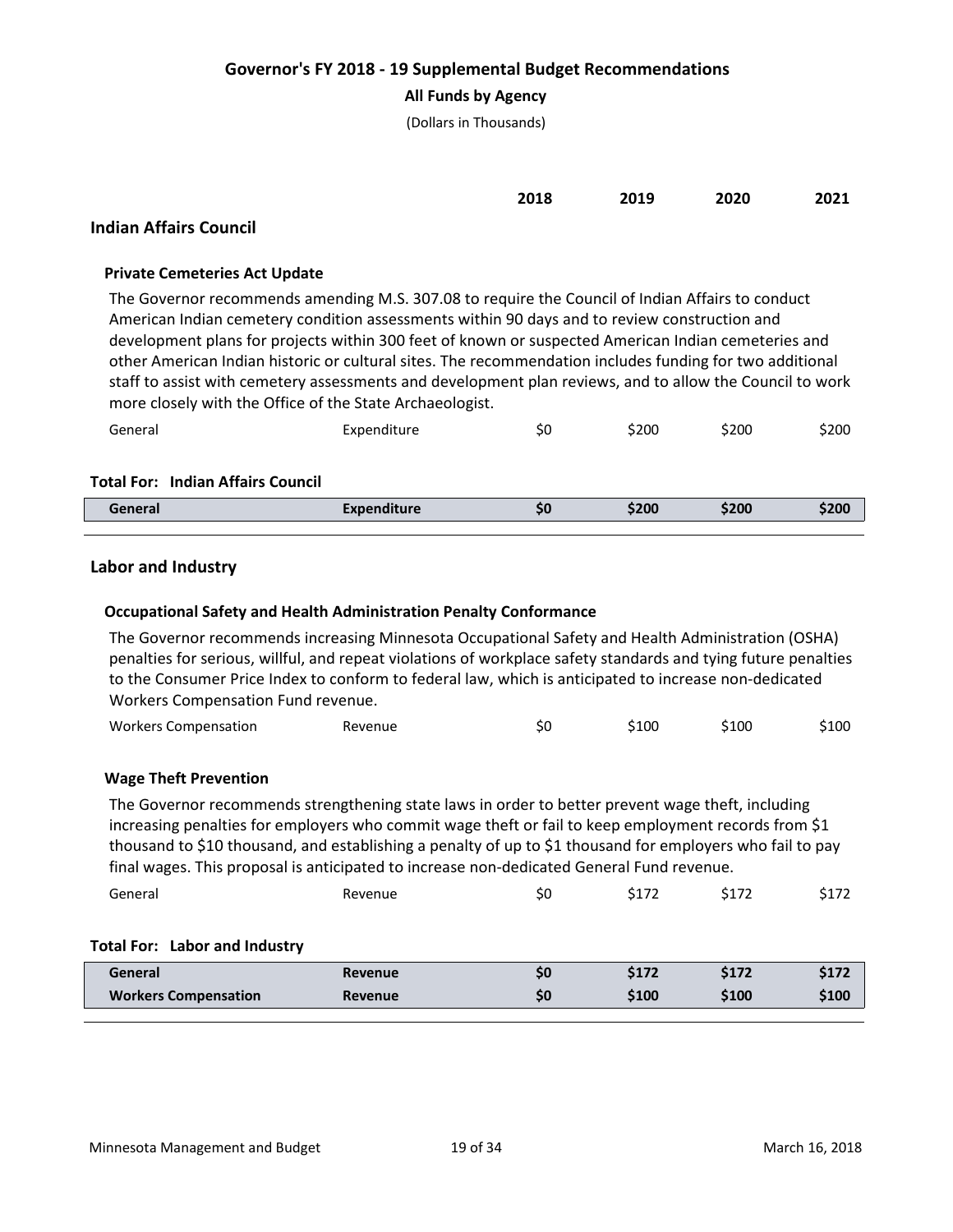# Governor's FY 2018 - 19 Supplemental Budget Recommendations

**All Funds by Agency**

(Dollars in Thousands)

| | | 2018 | 2019 | 2020 | 2021 |
|---|---|---|---|---|---|

## Indian Affairs Council

### Private Cemeteries Act Update

The Governor recommends amending M.S. 307.08 to require the Council of Indian Affairs to conduct American Indian cemetery condition assessments within 90 days and to review construction and development plans for projects within 300 feet of known or suspected American Indian cemeteries and other American Indian historic or cultural sites. The recommendation includes funding for two additional staff to assist with cemetery assessments and development plan reviews, and to allow the Council to work more closely with the Office of the State Archaeologist.

| Fund | Type | 2018 | 2019 | 2020 | 2021 |
|---|---|---|---|---|---|
| General | Expenditure | $0 | $200 | $200 | $200 |

**Total For: Indian Affairs Council**

| Fund | Type | 2018 | 2019 | 2020 | 2021 |
|---|---|---|---|---|---|
| **General** | **Expenditure** | **$0** | **$200** | **$200** | **$200** |

## Labor and Industry

### Occupational Safety and Health Administration Penalty Conformance

The Governor recommends increasing Minnesota Occupational Safety and Health Administration (OSHA) penalties for serious, willful, and repeat violations of workplace safety standards and tying future penalties to the Consumer Price Index to conform to federal law, which is anticipated to increase non-dedicated Workers Compensation Fund revenue.

| Fund | Type | 2018 | 2019 | 2020 | 2021 |
|---|---|---|---|---|---|
| Workers Compensation | Revenue | $0 | $100 | $100 | $100 |

### Wage Theft Prevention

The Governor recommends strengthening state laws in order to better prevent wage theft, including increasing penalties for employers who commit wage theft or fail to keep employment records from $1 thousand to $10 thousand, and establishing a penalty of up to $1 thousand for employers who fail to pay final wages. This proposal is anticipated to increase non-dedicated General Fund revenue.

| Fund | Type | 2018 | 2019 | 2020 | 2021 |
|---|---|---|---|---|---|
| General | Revenue | $0 | $172 | $172 | $172 |

**Total For: Labor and Industry**

| Fund | Type | 2018 | 2019 | 2020 | 2021 |
|---|---|---|---|---|---|
| **General** | **Revenue** | **$0** | **$172** | **$172** | **$172** |
| **Workers Compensation** | **Revenue** | **$0** | **$100** | **$100** | **$100** |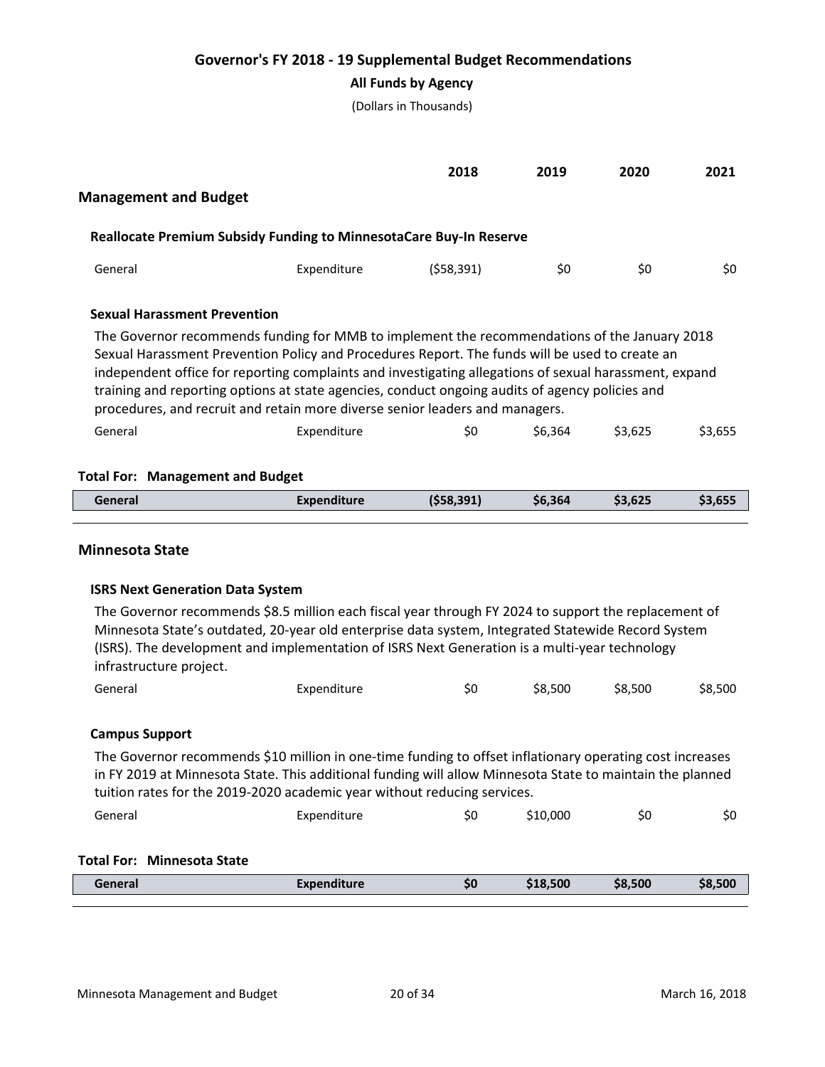# Governor's FY 2018 - 19 Supplemental Budget Recommendations

**All Funds by Agency**

(Dollars in Thousands)

| | | 2018 | 2019 | 2020 | 2021 |
|---|---|---|---|---|---|

## Management and Budget

### Reallocate Premium Subsidy Funding to MinnesotaCare Buy-In Reserve

| | | 2018 | 2019 | 2020 | 2021 |
|---|---|---|---|---|---|
| General | Expenditure | ($58,391) | $0 | $0 | $0 |

### Sexual Harassment Prevention

The Governor recommends funding for MMB to implement the recommendations of the January 2018 Sexual Harassment Prevention Policy and Procedures Report. The funds will be used to create an independent office for reporting complaints and investigating allegations of sexual harassment, expand training and reporting options at state agencies, conduct ongoing audits of agency policies and procedures, and recruit and retain more diverse senior leaders and managers.

| | | 2018 | 2019 | 2020 | 2021 |
|---|---|---|---|---|---|
| General | Expenditure | $0 | $6,364 | $3,625 | $3,655 |

**Total For: Management and Budget**

| | | 2018 | 2019 | 2020 | 2021 |
|---|---|---|---|---|---|
| **General** | **Expenditure** | **($58,391)** | **$6,364** | **$3,625** | **$3,655** |

## Minnesota State

### ISRS Next Generation Data System

The Governor recommends $8.5 million each fiscal year through FY 2024 to support the replacement of Minnesota State's outdated, 20-year old enterprise data system, Integrated Statewide Record System (ISRS). The development and implementation of ISRS Next Generation is a multi-year technology infrastructure project.

| | | 2018 | 2019 | 2020 | 2021 |
|---|---|---|---|---|---|
| General | Expenditure | $0 | $8,500 | $8,500 | $8,500 |

### Campus Support

The Governor recommends $10 million in one-time funding to offset inflationary operating cost increases in FY 2019 at Minnesota State. This additional funding will allow Minnesota State to maintain the planned tuition rates for the 2019-2020 academic year without reducing services.

| | | 2018 | 2019 | 2020 | 2021 |
|---|---|---|---|---|---|
| General | Expenditure | $0 | $10,000 | $0 | $0 |

**Total For: Minnesota State**

| | | 2018 | 2019 | 2020 | 2021 |
|---|---|---|---|---|---|
| **General** | **Expenditure** | **$0** | **$18,500** | **$8,500** | **$8,500** |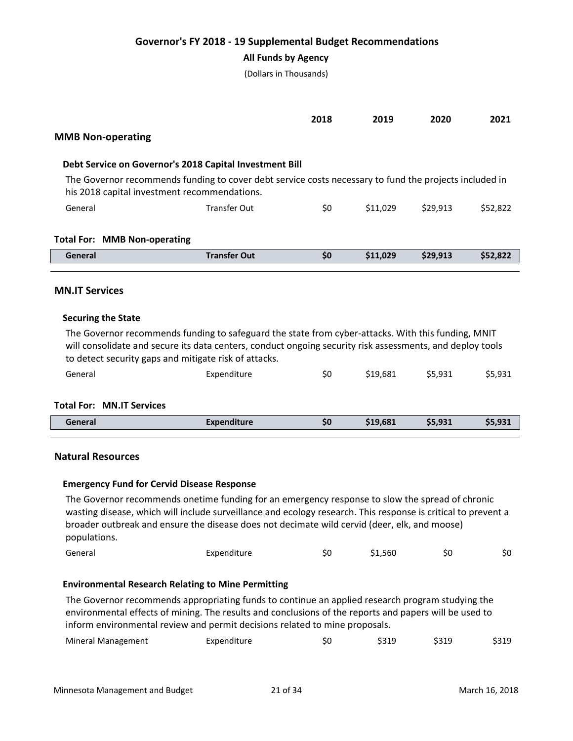# Governor's FY 2018 - 19 Supplemental Budget Recommendations

**All Funds by Agency**

(Dollars in Thousands)

| | | 2018 | 2019 | 2020 | 2021 |
|---|---|---|---|---|---|

## MMB Non-operating

### Debt Service on Governor's 2018 Capital Investment Bill

The Governor recommends funding to cover debt service costs necessary to fund the projects included in his 2018 capital investment recommendations.

| Fund | Type | 2018 | 2019 | 2020 | 2021 |
|---|---|---|---|---|---|
| General | Transfer Out | $0 | $11,029 | $29,913 | $52,822 |

**Total For: MMB Non-operating**

| Fund | Type | 2018 | 2019 | 2020 | 2021 |
|---|---|---|---|---|---|
| **General** | **Transfer Out** | **$0** | **$11,029** | **$29,913** | **$52,822** |

## MN.IT Services

### Securing the State

The Governor recommends funding to safeguard the state from cyber-attacks. With this funding, MNIT will consolidate and secure its data centers, conduct ongoing security risk assessments, and deploy tools to detect security gaps and mitigate risk of attacks.

| Fund | Type | 2018 | 2019 | 2020 | 2021 |
|---|---|---|---|---|---|
| General | Expenditure | $0 | $19,681 | $5,931 | $5,931 |

**Total For: MN.IT Services**

| Fund | Type | 2018 | 2019 | 2020 | 2021 |
|---|---|---|---|---|---|
| **General** | **Expenditure** | **$0** | **$19,681** | **$5,931** | **$5,931** |

## Natural Resources

### Emergency Fund for Cervid Disease Response

The Governor recommends onetime funding for an emergency response to slow the spread of chronic wasting disease, which will include surveillance and ecology research. This response is critical to prevent a broader outbreak and ensure the disease does not decimate wild cervid (deer, elk, and moose) populations.

| Fund | Type | 2018 | 2019 | 2020 | 2021 |
|---|---|---|---|---|---|
| General | Expenditure | $0 | $1,560 | $0 | $0 |

### Environmental Research Relating to Mine Permitting

The Governor recommends appropriating funds to continue an applied research program studying the environmental effects of mining. The results and conclusions of the reports and papers will be used to inform environmental review and permit decisions related to mine proposals.

| Fund | Type | 2018 | 2019 | 2020 | 2021 |
|---|---|---|---|---|---|
| Mineral Management | Expenditure | $0 | $319 | $319 | $319 |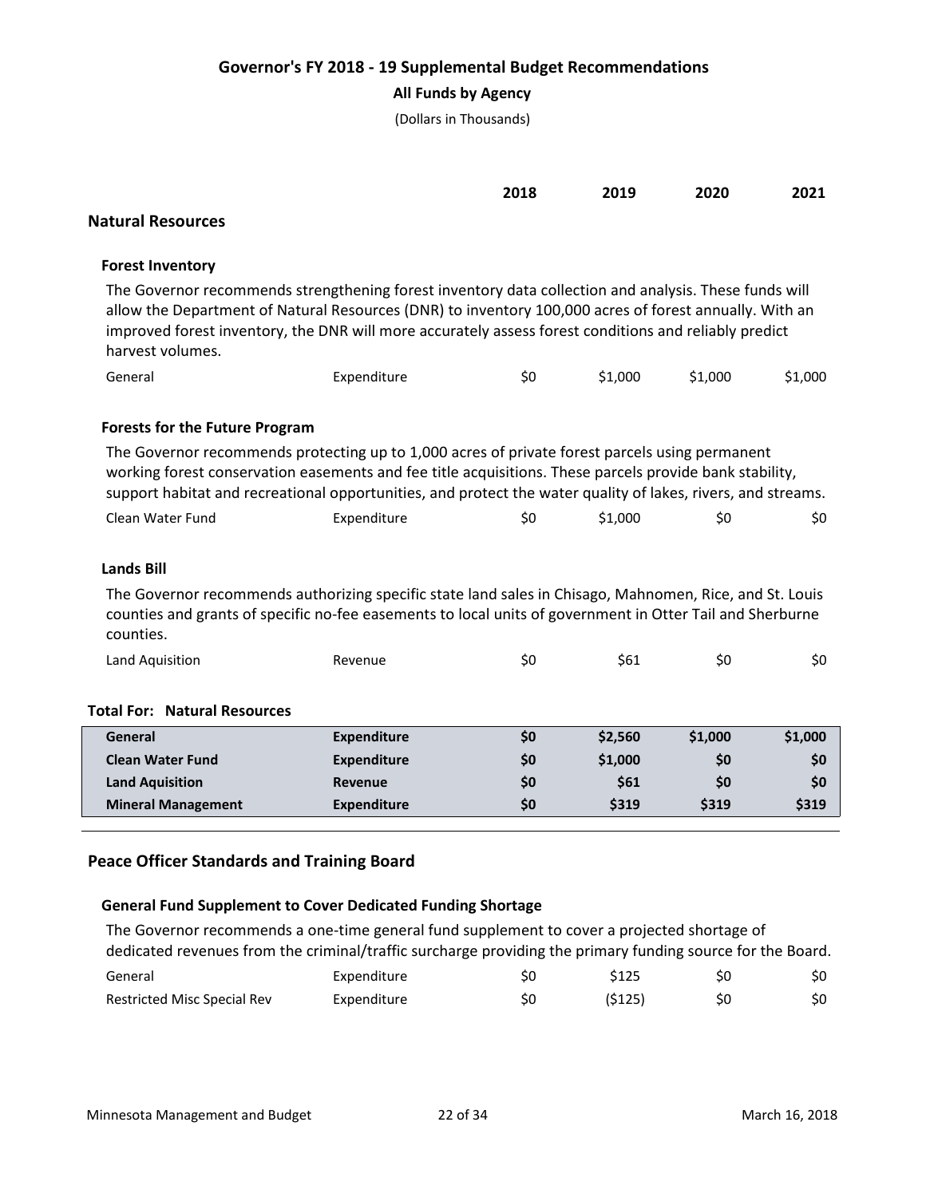# Governor's FY 2018 - 19 Supplemental Budget Recommendations

**All Funds by Agency**

(Dollars in Thousands)

| | | 2018 | 2019 | 2020 | 2021 |
|---|---|---|---|---|---|

## Natural Resources

### Forest Inventory

The Governor recommends strengthening forest inventory data collection and analysis. These funds will allow the Department of Natural Resources (DNR) to inventory 100,000 acres of forest annually. With an improved forest inventory, the DNR will more accurately assess forest conditions and reliably predict harvest volumes.

| Fund | Type | 2018 | 2019 | 2020 | 2021 |
|---|---|---|---|---|---|
| General | Expenditure | $0 | $1,000 | $1,000 | $1,000 |

### Forests for the Future Program

The Governor recommends protecting up to 1,000 acres of private forest parcels using permanent working forest conservation easements and fee title acquisitions. These parcels provide bank stability, support habitat and recreational opportunities, and protect the water quality of lakes, rivers, and streams.

| Fund | Type | 2018 | 2019 | 2020 | 2021 |
|---|---|---|---|---|---|
| Clean Water Fund | Expenditure | $0 | $1,000 | $0 | $0 |

### Lands Bill

The Governor recommends authorizing specific state land sales in Chisago, Mahnomen, Rice, and St. Louis counties and grants of specific no-fee easements to local units of government in Otter Tail and Sherburne counties.

| Fund | Type | 2018 | 2019 | 2020 | 2021 |
|---|---|---|---|---|---|
| Land Aquisition | Revenue | $0 | $61 | $0 | $0 |

### Total For: Natural Resources

| Fund | Type | 2018 | 2019 | 2020 | 2021 |
|---|---|---|---|---|---|
| **General** | **Expenditure** | **$0** | **$2,560** | **$1,000** | **$1,000** |
| **Clean Water Fund** | **Expenditure** | **$0** | **$1,000** | **$0** | **$0** |
| **Land Aquisition** | **Revenue** | **$0** | **$61** | **$0** | **$0** |
| **Mineral Management** | **Expenditure** | **$0** | **$319** | **$319** | **$319** |

## Peace Officer Standards and Training Board

### General Fund Supplement to Cover Dedicated Funding Shortage

The Governor recommends a one-time general fund supplement to cover a projected shortage of dedicated revenues from the criminal/traffic surcharge providing the primary funding source for the Board.

| Fund | Type | 2018 | 2019 | 2020 | 2021 |
|---|---|---|---|---|---|
| General | Expenditure | $0 | $125 | $0 | $0 |
| Restricted Misc Special Rev | Expenditure | $0 | ($125) | $0 | $0 |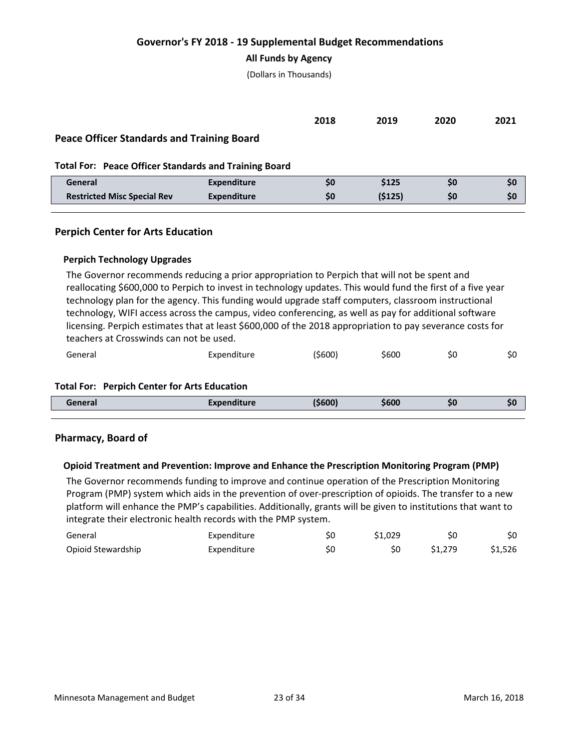# Governor's FY 2018 - 19 Supplemental Budget Recommendations

**All Funds by Agency**

(Dollars in Thousands)

| | | 2018 | 2019 | 2020 | 2021 |
|---|---|---|---|---|---|

## Peace Officer Standards and Training Board

**Total For: Peace Officer Standards and Training Board**

| | | 2018 | 2019 | 2020 | 2021 |
|---|---|---|---|---|---|
| **General** | **Expenditure** | **$0** | **$125** | **$0** | **$0** |
| **Restricted Misc Special Rev** | **Expenditure** | **$0** | **($125)** | **$0** | **$0** |

## Perpich Center for Arts Education

### Perpich Technology Upgrades

The Governor recommends reducing a prior appropriation to Perpich that will not be spent and reallocating $600,000 to Perpich to invest in technology updates. This would fund the first of a five year technology plan for the agency. This funding would upgrade staff computers, classroom instructional technology, WIFI access across the campus, video conferencing, as well as pay for additional software licensing. Perpich estimates that at least $600,000 of the 2018 appropriation to pay severance costs for teachers at Crosswinds can not be used.

| | | 2018 | 2019 | 2020 | 2021 |
|---|---|---|---|---|---|
| General | Expenditure | ($600) | $600 | $0 | $0 |

**Total For: Perpich Center for Arts Education**

| | | 2018 | 2019 | 2020 | 2021 |
|---|---|---|---|---|---|
| **General** | **Expenditure** | **($600)** | **$600** | **$0** | **$0** |

## Pharmacy, Board of

### Opioid Treatment and Prevention: Improve and Enhance the Prescription Monitoring Program (PMP)

The Governor recommends funding to improve and continue operation of the Prescription Monitoring Program (PMP) system which aids in the prevention of over-prescription of opioids. The transfer to a new platform will enhance the PMP's capabilities. Additionally, grants will be given to institutions that want to integrate their electronic health records with the PMP system.

| | | 2018 | 2019 | 2020 | 2021 |
|---|---|---|---|---|---|
| General | Expenditure | $0 | $1,029 | $0 | $0 |
| Opioid Stewardship | Expenditure | $0 | $0 | $1,279 | $1,526 |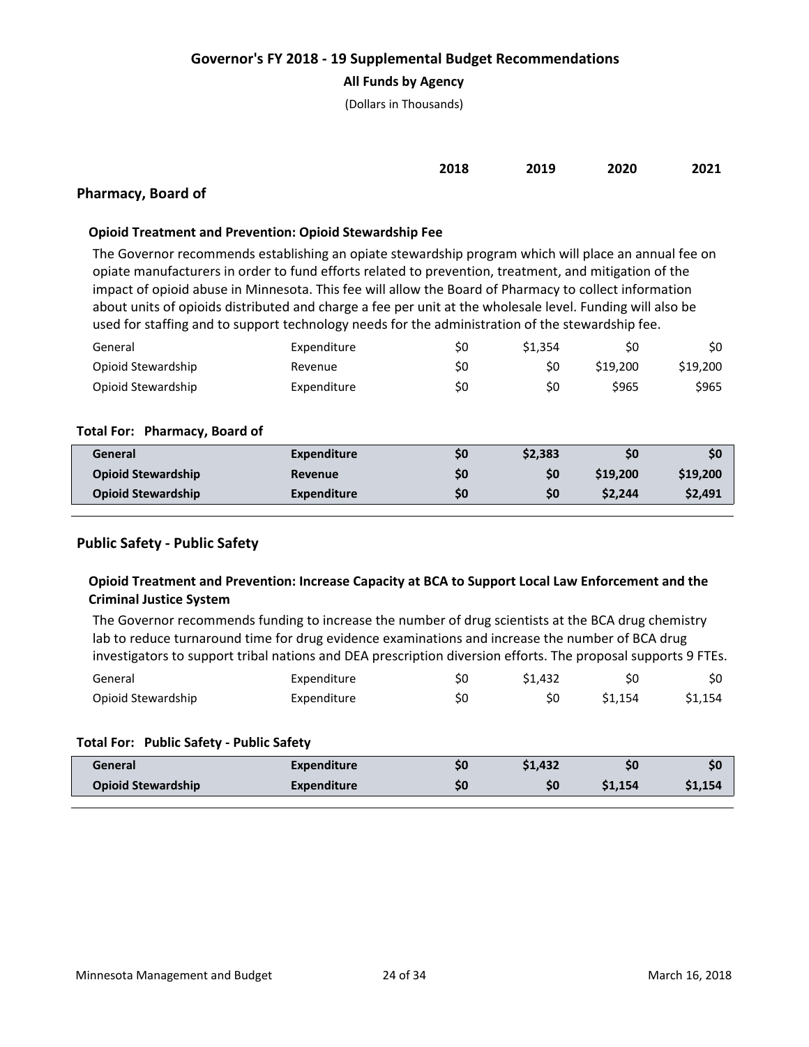# Governor's FY 2018 - 19 Supplemental Budget Recommendations

**All Funds by Agency**

(Dollars in Thousands)

| | | 2018 | 2019 | 2020 | 2021 |
|---|---|---|---|---|---|

## Pharmacy, Board of

### Opioid Treatment and Prevention: Opioid Stewardship Fee

The Governor recommends establishing an opiate stewardship program which will place an annual fee on opiate manufacturers in order to fund efforts related to prevention, treatment, and mitigation of the impact of opioid abuse in Minnesota. This fee will allow the Board of Pharmacy to collect information about units of opioids distributed and charge a fee per unit at the wholesale level. Funding will also be used for staffing and to support technology needs for the administration of the stewardship fee.

| Fund | Type | 2018 | 2019 | 2020 | 2021 |
|---|---|---|---|---|---|
| General | Expenditure | $0 | $1,354 | $0 | $0 |
| Opioid Stewardship | Revenue | $0 | $0 | $19,200 | $19,200 |
| Opioid Stewardship | Expenditure | $0 | $0 | $965 | $965 |

**Total For: Pharmacy, Board of**

| Fund | Type | 2018 | 2019 | 2020 | 2021 |
|---|---|---|---|---|---|
| **General** | **Expenditure** | **$0** | **$2,383** | **$0** | **$0** |
| **Opioid Stewardship** | **Revenue** | **$0** | **$0** | **$19,200** | **$19,200** |
| **Opioid Stewardship** | **Expenditure** | **$0** | **$0** | **$2,244** | **$2,491** |

## Public Safety - Public Safety

### Opioid Treatment and Prevention: Increase Capacity at BCA to Support Local Law Enforcement and the Criminal Justice System

The Governor recommends funding to increase the number of drug scientists at the BCA drug chemistry lab to reduce turnaround time for drug evidence examinations and increase the number of BCA drug investigators to support tribal nations and DEA prescription diversion efforts. The proposal supports 9 FTEs.

| Fund | Type | 2018 | 2019 | 2020 | 2021 |
|---|---|---|---|---|---|
| General | Expenditure | $0 | $1,432 | $0 | $0 |
| Opioid Stewardship | Expenditure | $0 | $0 | $1,154 | $1,154 |

**Total For: Public Safety - Public Safety**

| Fund | Type | 2018 | 2019 | 2020 | 2021 |
|---|---|---|---|---|---|
| **General** | **Expenditure** | **$0** | **$1,432** | **$0** | **$0** |
| **Opioid Stewardship** | **Expenditure** | **$0** | **$0** | **$1,154** | **$1,154** |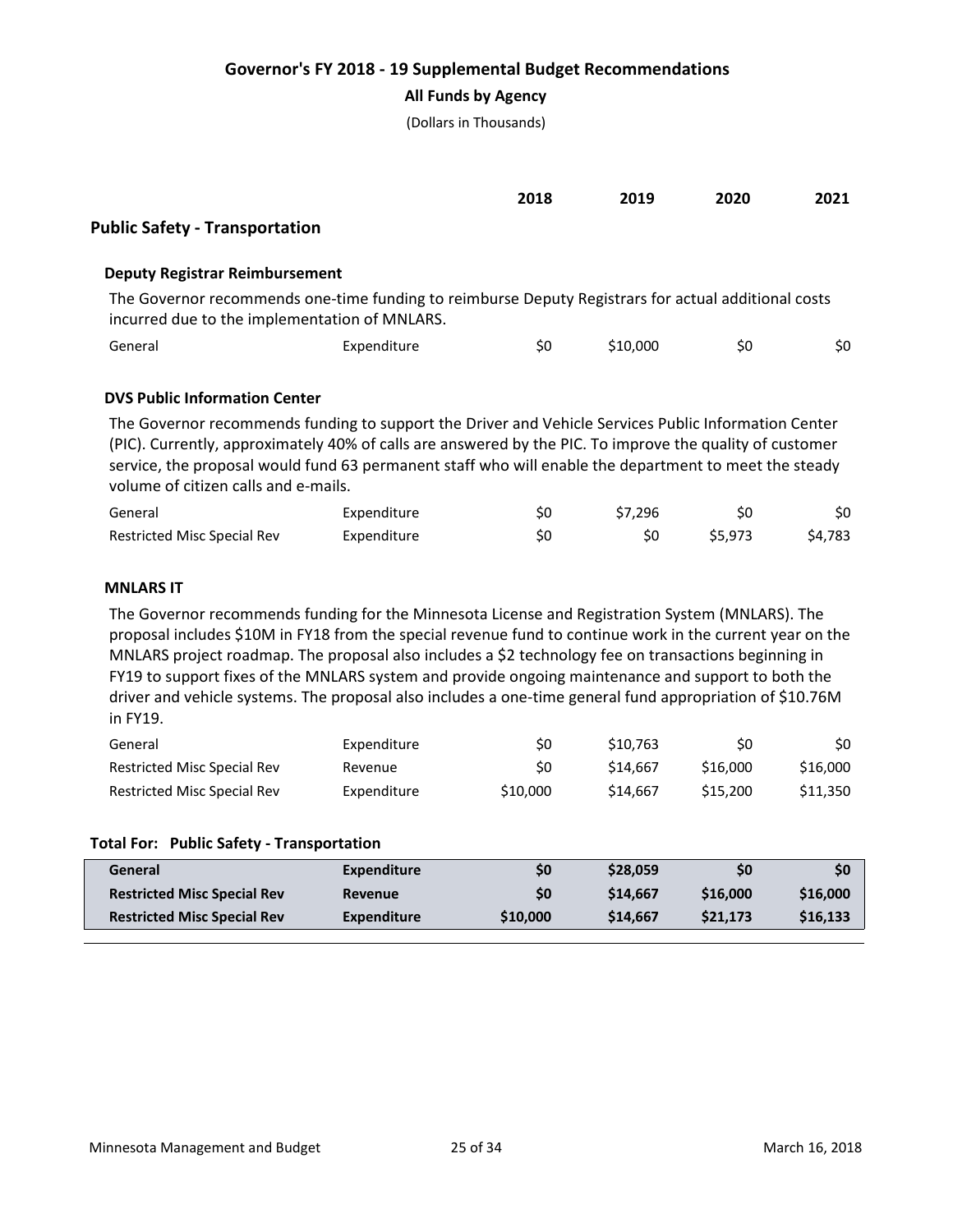# Governor's FY 2018 - 19 Supplemental Budget Recommendations

**All Funds by Agency**

(Dollars in Thousands)

| | | 2018 | 2019 | 2020 | 2021 |
|---|---|---|---|---|---|

## Public Safety - Transportation

### Deputy Registrar Reimbursement

The Governor recommends one-time funding to reimburse Deputy Registrars for actual additional costs incurred due to the implementation of MNLARS.

| | | 2018 | 2019 | 2020 | 2021 |
|---|---|---|---|---|---|
| General | Expenditure | $0 | $10,000 | $0 | $0 |

### DVS Public Information Center

The Governor recommends funding to support the Driver and Vehicle Services Public Information Center (PIC). Currently, approximately 40% of calls are answered by the PIC. To improve the quality of customer service, the proposal would fund 63 permanent staff who will enable the department to meet the steady volume of citizen calls and e-mails.

| | | 2018 | 2019 | 2020 | 2021 |
|---|---|---|---|---|---|
| General | Expenditure | $0 | $7,296 | $0 | $0 |
| Restricted Misc Special Rev | Expenditure | $0 | $0 | $5,973 | $4,783 |

### MNLARS IT

The Governor recommends funding for the Minnesota License and Registration System (MNLARS). The proposal includes $10M in FY18 from the special revenue fund to continue work in the current year on the MNLARS project roadmap. The proposal also includes a $2 technology fee on transactions beginning in FY19 to support fixes of the MNLARS system and provide ongoing maintenance and support to both the driver and vehicle systems. The proposal also includes a one-time general fund appropriation of $10.76M in FY19.

| | | 2018 | 2019 | 2020 | 2021 |
|---|---|---|---|---|---|
| General | Expenditure | $0 | $10,763 | $0 | $0 |
| Restricted Misc Special Rev | Revenue | $0 | $14,667 | $16,000 | $16,000 |
| Restricted Misc Special Rev | Expenditure | $10,000 | $14,667 | $15,200 | $11,350 |

### Total For: Public Safety - Transportation

| | | 2018 | 2019 | 2020 | 2021 |
|---|---|---|---|---|---|
| **General** | **Expenditure** | **$0** | **$28,059** | **$0** | **$0** |
| **Restricted Misc Special Rev** | **Revenue** | **$0** | **$14,667** | **$16,000** | **$16,000** |
| **Restricted Misc Special Rev** | **Expenditure** | **$10,000** | **$14,667** | **$21,173** | **$16,133** |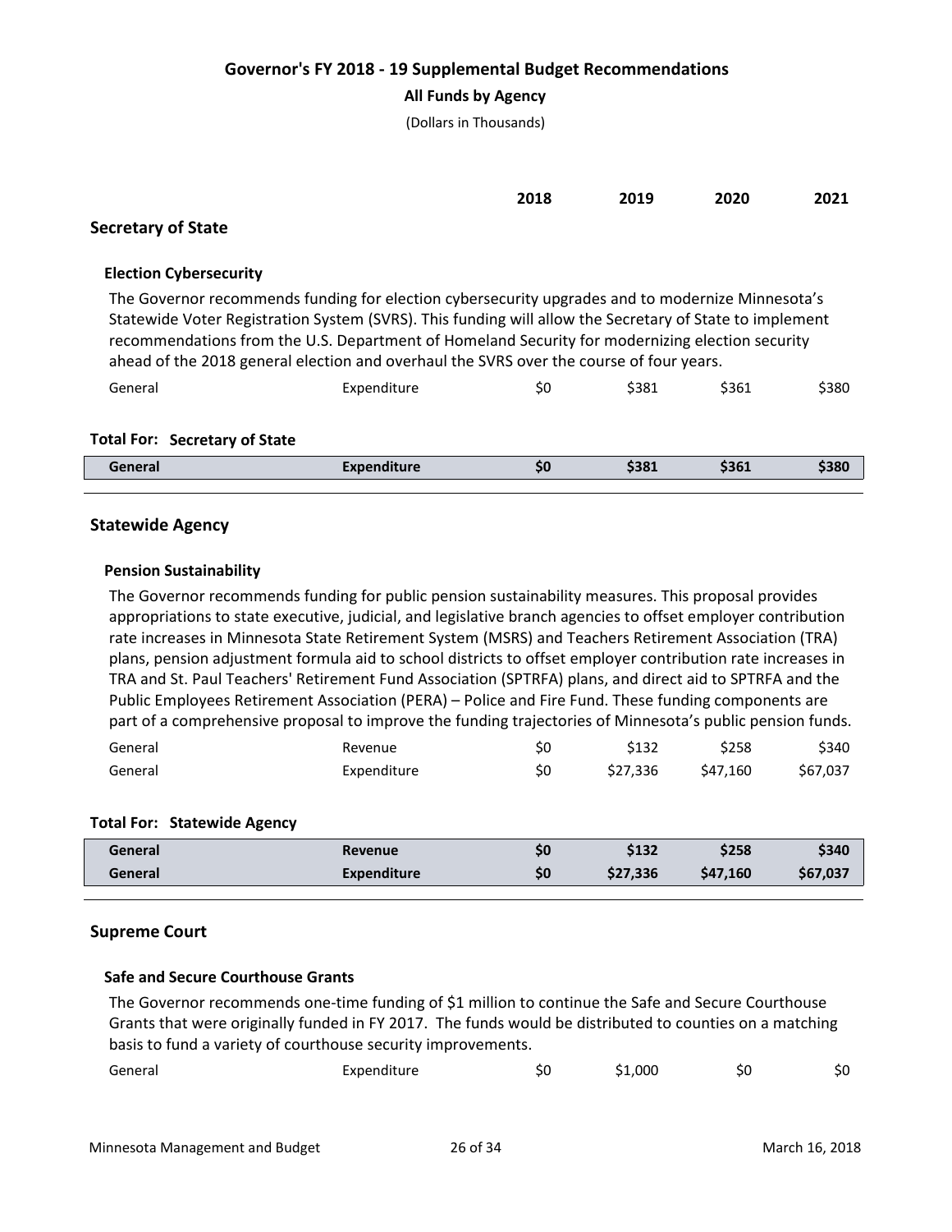# Governor's FY 2018 - 19 Supplemental Budget Recommendations

**All Funds by Agency**

(Dollars in Thousands)

| | | 2018 | 2019 | 2020 | 2021 |
|---|---|---|---|---|---|

## Secretary of State

### Election Cybersecurity

The Governor recommends funding for election cybersecurity upgrades and to modernize Minnesota's Statewide Voter Registration System (SVRS). This funding will allow the Secretary of State to implement recommendations from the U.S. Department of Homeland Security for modernizing election security ahead of the 2018 general election and overhaul the SVRS over the course of four years.

| Fund | Type | 2018 | 2019 | 2020 | 2021 |
|---|---|---|---|---|---|
| General | Expenditure | $0 | $381 | $361 | $380 |

**Total For: Secretary of State**

| Fund | Type | 2018 | 2019 | 2020 | 2021 |
|---|---|---|---|---|---|
| **General** | **Expenditure** | **$0** | **$381** | **$361** | **$380** |

## Statewide Agency

### Pension Sustainability

The Governor recommends funding for public pension sustainability measures. This proposal provides appropriations to state executive, judicial, and legislative branch agencies to offset employer contribution rate increases in Minnesota State Retirement System (MSRS) and Teachers Retirement Association (TRA) plans, pension adjustment formula aid to school districts to offset employer contribution rate increases in TRA and St. Paul Teachers' Retirement Fund Association (SPTRFA) plans, and direct aid to SPTRFA and the Public Employees Retirement Association (PERA) – Police and Fire Fund. These funding components are part of a comprehensive proposal to improve the funding trajectories of Minnesota's public pension funds.

| Fund | Type | 2018 | 2019 | 2020 | 2021 |
|---|---|---|---|---|---|
| General | Revenue | $0 | $132 | $258 | $340 |
| General | Expenditure | $0 | $27,336 | $47,160 | $67,037 |

**Total For: Statewide Agency**

| Fund | Type | 2018 | 2019 | 2020 | 2021 |
|---|---|---|---|---|---|
| **General** | **Revenue** | **$0** | **$132** | **$258** | **$340** |
| **General** | **Expenditure** | **$0** | **$27,336** | **$47,160** | **$67,037** |

## Supreme Court

### Safe and Secure Courthouse Grants

The Governor recommends one-time funding of $1 million to continue the Safe and Secure Courthouse Grants that were originally funded in FY 2017. The funds would be distributed to counties on a matching basis to fund a variety of courthouse security improvements.

| Fund | Type | 2018 | 2019 | 2020 | 2021 |
|---|---|---|---|---|---|
| General | Expenditure | $0 | $1,000 | $0 | $0 |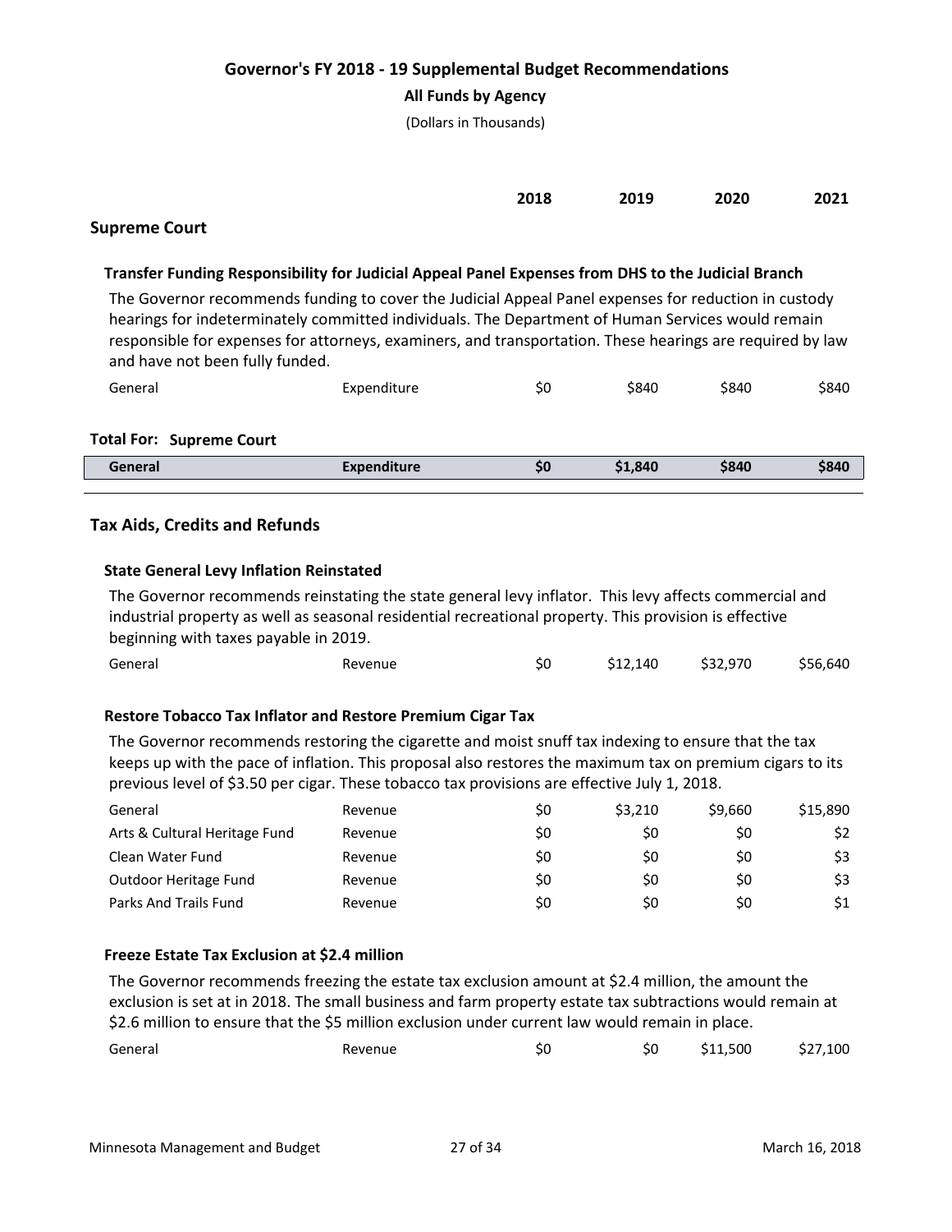# Governor's FY 2018 - 19 Supplemental Budget Recommendations

**All Funds by Agency**

(Dollars in Thousands)

| | | 2018 | 2019 | 2020 | 2021 |
|---|---|---|---|---|---|

## Supreme Court

### Transfer Funding Responsibility for Judicial Appeal Panel Expenses from DHS to the Judicial Branch

The Governor recommends funding to cover the Judicial Appeal Panel expenses for reduction in custody hearings for indeterminately committed individuals. The Department of Human Services would remain responsible for expenses for attorneys, examiners, and transportation. These hearings are required by law and have not been fully funded.

| Fund | Type | 2018 | 2019 | 2020 | 2021 |
|---|---|---|---|---|---|
| General | Expenditure | $0 | $840 | $840 | $840 |

**Total For: Supreme Court**

| Fund | Type | 2018 | 2019 | 2020 | 2021 |
|---|---|---|---|---|---|
| **General** | **Expenditure** | **$0** | **$1,840** | **$840** | **$840** |

## Tax Aids, Credits and Refunds

### State General Levy Inflation Reinstated

The Governor recommends reinstating the state general levy inflator. This levy affects commercial and industrial property as well as seasonal residential recreational property. This provision is effective beginning with taxes payable in 2019.

| Fund | Type | 2018 | 2019 | 2020 | 2021 |
|---|---|---|---|---|---|
| General | Revenue | $0 | $12,140 | $32,970 | $56,640 |

### Restore Tobacco Tax Inflator and Restore Premium Cigar Tax

The Governor recommends restoring the cigarette and moist snuff tax indexing to ensure that the tax keeps up with the pace of inflation. This proposal also restores the maximum tax on premium cigars to its previous level of $3.50 per cigar. These tobacco tax provisions are effective July 1, 2018.

| Fund | Type | 2018 | 2019 | 2020 | 2021 |
|---|---|---|---|---|---|
| General | Revenue | $0 | $3,210 | $9,660 | $15,890 |
| Arts & Cultural Heritage Fund | Revenue | $0 | $0 | $0 | $2 |
| Clean Water Fund | Revenue | $0 | $0 | $0 | $3 |
| Outdoor Heritage Fund | Revenue | $0 | $0 | $0 | $3 |
| Parks And Trails Fund | Revenue | $0 | $0 | $0 | $1 |

### Freeze Estate Tax Exclusion at $2.4 million

The Governor recommends freezing the estate tax exclusion amount at $2.4 million, the amount the exclusion is set at in 2018. The small business and farm property estate tax subtractions would remain at $2.6 million to ensure that the $5 million exclusion under current law would remain in place.

| Fund | Type | 2018 | 2019 | 2020 | 2021 |
|---|---|---|---|---|---|
| General | Revenue | $0 | $0 | $11,500 | $27,100 |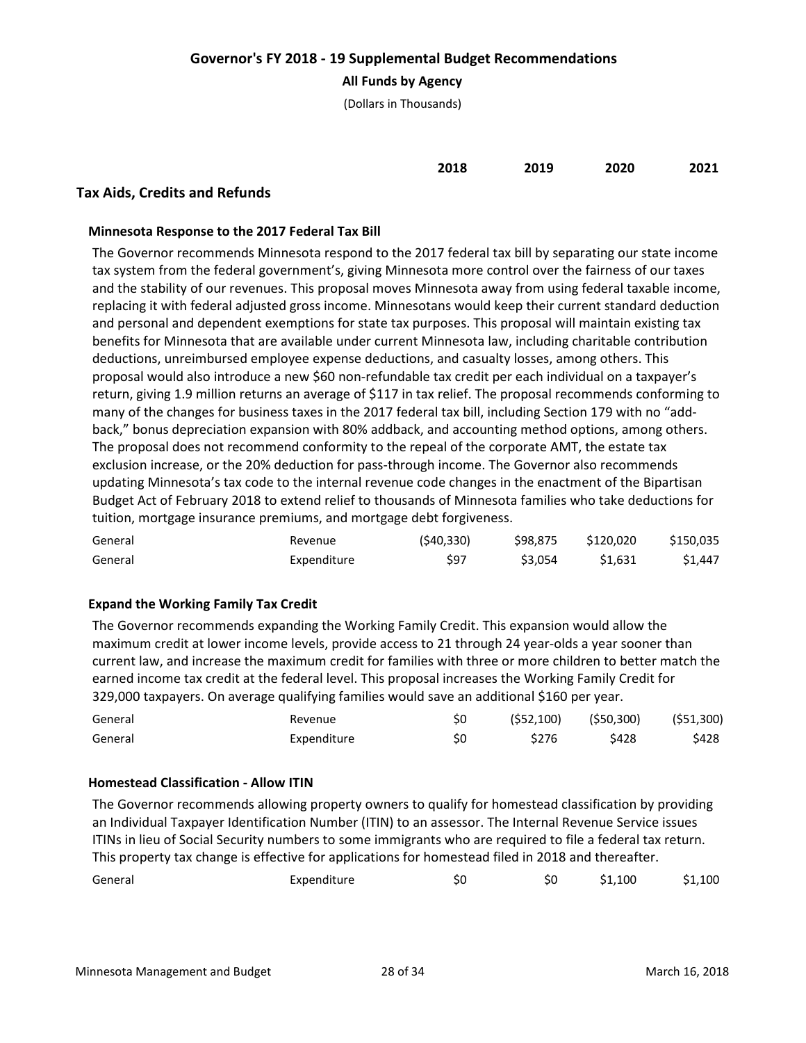# Governor's FY 2018 - 19 Supplemental Budget Recommendations

**All Funds by Agency**

(Dollars in Thousands)

## Tax Aids, Credits and Refunds

### Minnesota Response to the 2017 Federal Tax Bill

The Governor recommends Minnesota respond to the 2017 federal tax bill by separating our state income tax system from the federal government's, giving Minnesota more control over the fairness of our taxes and the stability of our revenues. This proposal moves Minnesota away from using federal taxable income, replacing it with federal adjusted gross income. Minnesotans would keep their current standard deduction and personal and dependent exemptions for state tax purposes. This proposal will maintain existing tax benefits for Minnesota that are available under current Minnesota law, including charitable contribution deductions, unreimbursed employee expense deductions, and casualty losses, among others. This proposal would also introduce a new $60 non-refundable tax credit per each individual on a taxpayer's return, giving 1.9 million returns an average of $117 in tax relief. The proposal recommends conforming to many of the changes for business taxes in the 2017 federal tax bill, including Section 179 with no "add-back," bonus depreciation expansion with 80% addback, and accounting method options, among others. The proposal does not recommend conformity to the repeal of the corporate AMT, the estate tax exclusion increase, or the 20% deduction for pass-through income. The Governor also recommends updating Minnesota's tax code to the internal revenue code changes in the enactment of the Bipartisan Budget Act of February 2018 to extend relief to thousands of Minnesota families who take deductions for tuition, mortgage insurance premiums, and mortgage debt forgiveness.

| Fund | Type | 2018 | 2019 | 2020 | 2021 |
|---|---|---|---|---|---|
| General | Revenue | ($40,330) | $98,875 | $120,020 | $150,035 |
| General | Expenditure | $97 | $3,054 | $1,631 | $1,447 |

### Expand the Working Family Tax Credit

The Governor recommends expanding the Working Family Credit. This expansion would allow the maximum credit at lower income levels, provide access to 21 through 24 year-olds a year sooner than current law, and increase the maximum credit for families with three or more children to better match the earned income tax credit at the federal level. This proposal increases the Working Family Credit for 329,000 taxpayers. On average qualifying families would save an additional $160 per year.

| Fund | Type | 2018 | 2019 | 2020 | 2021 |
|---|---|---|---|---|---|
| General | Revenue | $0 | ($52,100) | ($50,300) | ($51,300) |
| General | Expenditure | $0 | $276 | $428 | $428 |

### Homestead Classification - Allow ITIN

The Governor recommends allowing property owners to qualify for homestead classification by providing an Individual Taxpayer Identification Number (ITIN) to an assessor. The Internal Revenue Service issues ITINs in lieu of Social Security numbers to some immigrants who are required to file a federal tax return. This property tax change is effective for applications for homestead filed in 2018 and thereafter.

| Fund | Type | 2018 | 2019 | 2020 | 2021 |
|---|---|---|---|---|---|
| General | Expenditure | $0 | $0 | $1,100 | $1,100 |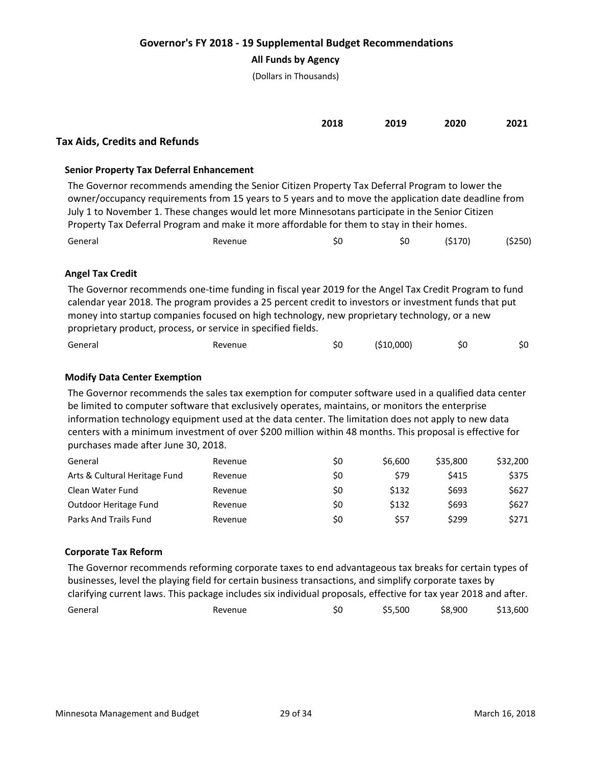# Governor's FY 2018 - 19 Supplemental Budget Recommendations

**All Funds by Agency**

(Dollars in Thousands)

## Tax Aids, Credits and Refunds

### Senior Property Tax Deferral Enhancement

The Governor recommends amending the Senior Citizen Property Tax Deferral Program to lower the owner/occupancy requirements from 15 years to 5 years and to move the application date deadline from July 1 to November 1. These changes would let more Minnesotans participate in the Senior Citizen Property Tax Deferral Program and make it more affordable for them to stay in their homes.

| Fund | Type | 2018 | 2019 | 2020 | 2021 |
|---|---|---|---|---|---|
| General | Revenue | $0 | $0 | ($170) | ($250) |

### Angel Tax Credit

The Governor recommends one-time funding in fiscal year 2019 for the Angel Tax Credit Program to fund calendar year 2018. The program provides a 25 percent credit to investors or investment funds that put money into startup companies focused on high technology, new proprietary technology, or a new proprietary product, process, or service in specified fields.

| Fund | Type | 2018 | 2019 | 2020 | 2021 |
|---|---|---|---|---|---|
| General | Revenue | $0 | ($10,000) | $0 | $0 |

### Modify Data Center Exemption

The Governor recommends the sales tax exemption for computer software used in a qualified data center be limited to computer software that exclusively operates, maintains, or monitors the enterprise information technology equipment used at the data center. The limitation does not apply to new data centers with a minimum investment of over $200 million within 48 months. This proposal is effective for purchases made after June 30, 2018.

| Fund | Type | 2018 | 2019 | 2020 | 2021 |
|---|---|---|---|---|---|
| General | Revenue | $0 | $6,600 | $35,800 | $32,200 |
| Arts & Cultural Heritage Fund | Revenue | $0 | $79 | $415 | $375 |
| Clean Water Fund | Revenue | $0 | $132 | $693 | $627 |
| Outdoor Heritage Fund | Revenue | $0 | $132 | $693 | $627 |
| Parks And Trails Fund | Revenue | $0 | $57 | $299 | $271 |

### Corporate Tax Reform

The Governor recommends reforming corporate taxes to end advantageous tax breaks for certain types of businesses, level the playing field for certain business transactions, and simplify corporate taxes by clarifying current laws. This package includes six individual proposals, effective for tax year 2018 and after.

| Fund | Type | 2018 | 2019 | 2020 | 2021 |
|---|---|---|---|---|---|
| General | Revenue | $0 | $5,500 | $8,900 | $13,600 |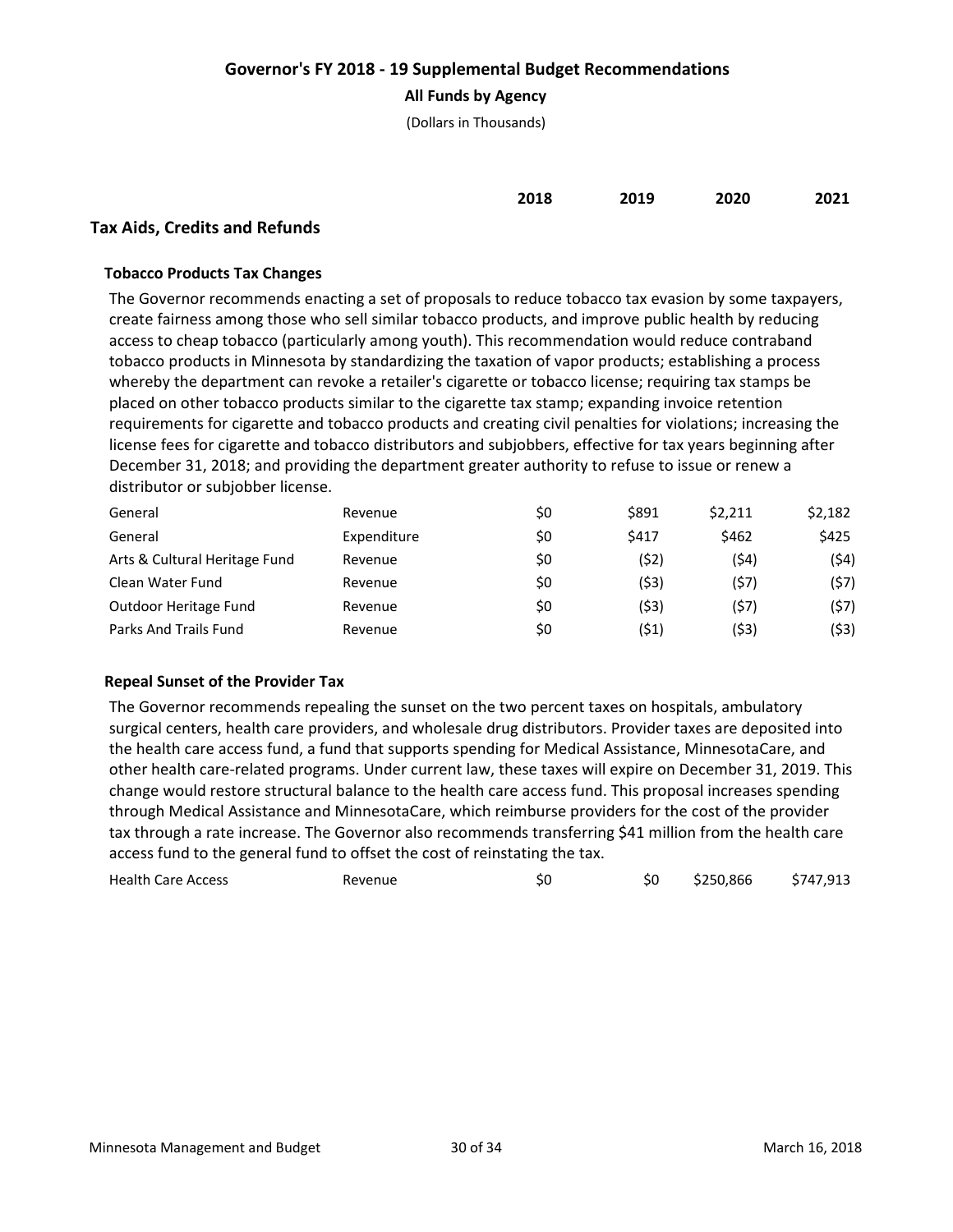# Governor's FY 2018 - 19 Supplemental Budget Recommendations

**All Funds by Agency**

(Dollars in Thousands)

## Tax Aids, Credits and Refunds

### Tobacco Products Tax Changes

The Governor recommends enacting a set of proposals to reduce tobacco tax evasion by some taxpayers, create fairness among those who sell similar tobacco products, and improve public health by reducing access to cheap tobacco (particularly among youth). This recommendation would reduce contraband tobacco products in Minnesota by standardizing the taxation of vapor products; establishing a process whereby the department can revoke a retailer's cigarette or tobacco license; requiring tax stamps be placed on other tobacco products similar to the cigarette tax stamp; expanding invoice retention requirements for cigarette and tobacco products and creating civil penalties for violations; increasing the license fees for cigarette and tobacco distributors and subjobbers, effective for tax years beginning after December 31, 2018; and providing the department greater authority to refuse to issue or renew a distributor or subjobber license.

| | | 2018 | 2019 | 2020 | 2021 |
|---|---|---|---|---|---|
| General | Revenue | $0 | $891 | $2,211 | $2,182 |
| General | Expenditure | $0 | $417 | $462 | $425 |
| Arts & Cultural Heritage Fund | Revenue | $0 | ($2) | ($4) | ($4) |
| Clean Water Fund | Revenue | $0 | ($3) | ($7) | ($7) |
| Outdoor Heritage Fund | Revenue | $0 | ($3) | ($7) | ($7) |
| Parks And Trails Fund | Revenue | $0 | ($1) | ($3) | ($3) |

### Repeal Sunset of the Provider Tax

The Governor recommends repealing the sunset on the two percent taxes on hospitals, ambulatory surgical centers, health care providers, and wholesale drug distributors. Provider taxes are deposited into the health care access fund, a fund that supports spending for Medical Assistance, MinnesotaCare, and other health care-related programs. Under current law, these taxes will expire on December 31, 2019. This change would restore structural balance to the health care access fund. This proposal increases spending through Medical Assistance and MinnesotaCare, which reimburse providers for the cost of the provider tax through a rate increase. The Governor also recommends transferring $41 million from the health care access fund to the general fund to offset the cost of reinstating the tax.

| | | 2018 | 2019 | 2020 | 2021 |
|---|---|---|---|---|---|
| Health Care Access | Revenue | $0 | $0 | $250,866 | $747,913 |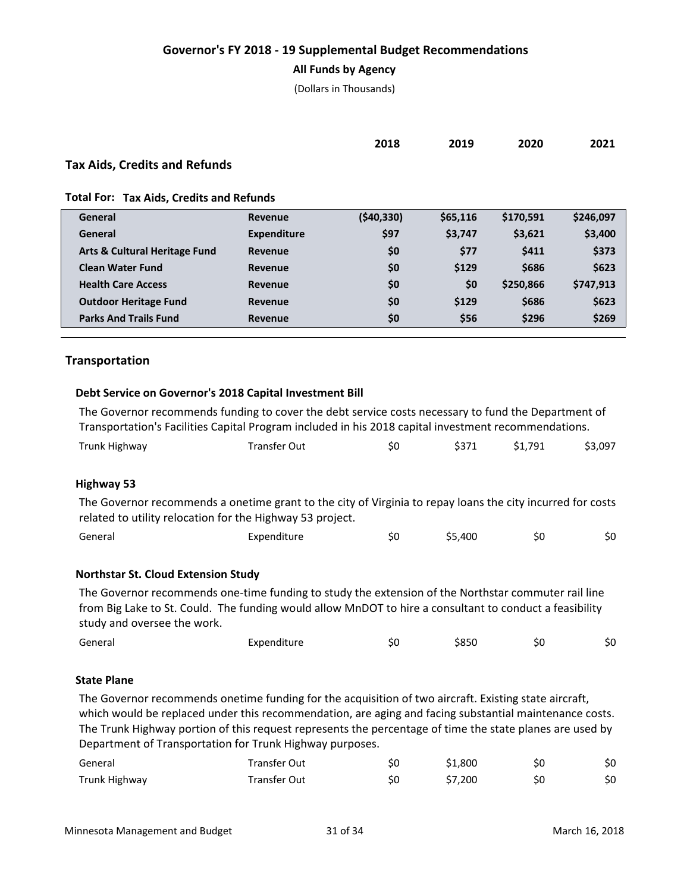# Governor's FY 2018 - 19 Supplemental Budget Recommendations

**All Funds by Agency**

(Dollars in Thousands)

| | | 2018 | 2019 | 2020 | 2021 |
|---|---|---|---|---|---|

## Tax Aids, Credits and Refunds

**Total For: Tax Aids, Credits and Refunds**

| Fund | Type | 2018 | 2019 | 2020 | 2021 |
|---|---|---|---|---|---|
| **General** | **Revenue** | **($40,330)** | **$65,116** | **$170,591** | **$246,097** |
| **General** | **Expenditure** | **$97** | **$3,747** | **$3,621** | **$3,400** |
| **Arts & Cultural Heritage Fund** | **Revenue** | **$0** | **$77** | **$411** | **$373** |
| **Clean Water Fund** | **Revenue** | **$0** | **$129** | **$686** | **$623** |
| **Health Care Access** | **Revenue** | **$0** | **$0** | **$250,866** | **$747,913** |
| **Outdoor Heritage Fund** | **Revenue** | **$0** | **$129** | **$686** | **$623** |
| **Parks And Trails Fund** | **Revenue** | **$0** | **$56** | **$296** | **$269** |

## Transportation

### Debt Service on Governor's 2018 Capital Investment Bill

The Governor recommends funding to cover the debt service costs necessary to fund the Department of Transportation's Facilities Capital Program included in his 2018 capital investment recommendations.

| Fund | Type | 2018 | 2019 | 2020 | 2021 |
|---|---|---|---|---|---|
| Trunk Highway | Transfer Out | $0 | $371 | $1,791 | $3,097 |

### Highway 53

The Governor recommends a onetime grant to the city of Virginia to repay loans the city incurred for costs related to utility relocation for the Highway 53 project.

| Fund | Type | 2018 | 2019 | 2020 | 2021 |
|---|---|---|---|---|---|
| General | Expenditure | $0 | $5,400 | $0 | $0 |

### Northstar St. Cloud Extension Study

The Governor recommends one-time funding to study the extension of the Northstar commuter rail line from Big Lake to St. Could. The funding would allow MnDOT to hire a consultant to conduct a feasibility study and oversee the work.

| Fund | Type | 2018 | 2019 | 2020 | 2021 |
|---|---|---|---|---|---|
| General | Expenditure | $0 | $850 | $0 | $0 |

### State Plane

The Governor recommends onetime funding for the acquisition of two aircraft. Existing state aircraft, which would be replaced under this recommendation, are aging and facing substantial maintenance costs. The Trunk Highway portion of this request represents the percentage of time the state planes are used by Department of Transportation for Trunk Highway purposes.

| Fund | Type | 2018 | 2019 | 2020 | 2021 |
|---|---|---|---|---|---|
| General | Transfer Out | $0 | $1,800 | $0 | $0 |
| Trunk Highway | Transfer Out | $0 | $7,200 | $0 | $0 |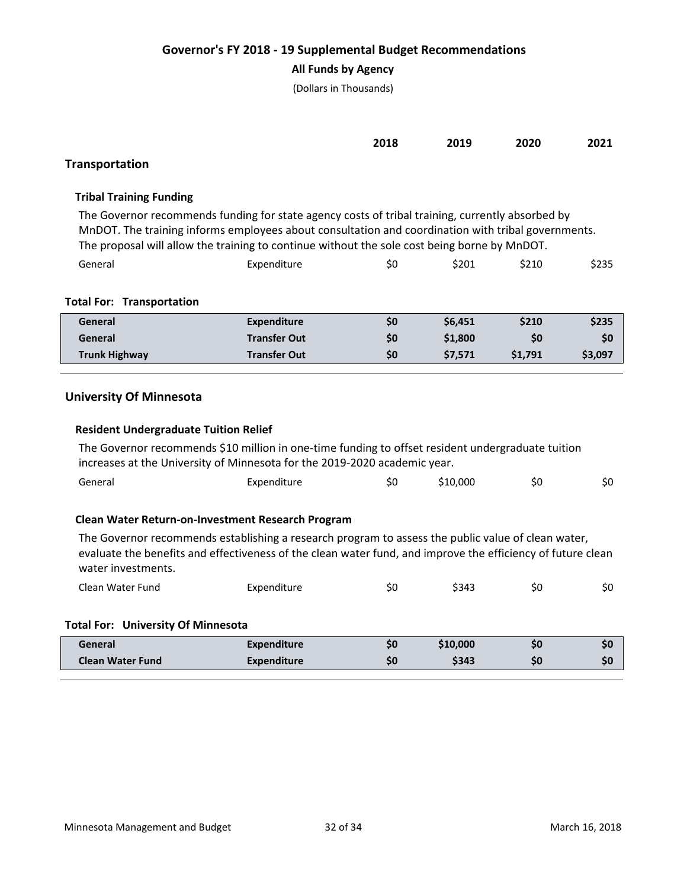# Governor's FY 2018 - 19 Supplemental Budget Recommendations

**All Funds by Agency**

(Dollars in Thousands)

| | | 2018 | 2019 | 2020 | 2021 |
|---|---|---|---|---|---|

## Transportation

### Tribal Training Funding

The Governor recommends funding for state agency costs of tribal training, currently absorbed by MnDOT. The training informs employees about consultation and coordination with tribal governments. The proposal will allow the training to continue without the sole cost being borne by MnDOT.

| Fund | Type | 2018 | 2019 | 2020 | 2021 |
|---|---|---|---|---|---|
| General | Expenditure | $0 | $201 | $210 | $235 |

**Total For: Transportation**

| Fund | Type | 2018 | 2019 | 2020 | 2021 |
|---|---|---|---|---|---|
| **General** | **Expenditure** | **$0** | **$6,451** | **$210** | **$235** |
| **General** | **Transfer Out** | **$0** | **$1,800** | **$0** | **$0** |
| **Trunk Highway** | **Transfer Out** | **$0** | **$7,571** | **$1,791** | **$3,097** |

## University Of Minnesota

### Resident Undergraduate Tuition Relief

The Governor recommends $10 million in one-time funding to offset resident undergraduate tuition increases at the University of Minnesota for the 2019-2020 academic year.

| Fund | Type | 2018 | 2019 | 2020 | 2021 |
|---|---|---|---|---|---|
| General | Expenditure | $0 | $10,000 | $0 | $0 |

### Clean Water Return-on-Investment Research Program

The Governor recommends establishing a research program to assess the public value of clean water, evaluate the benefits and effectiveness of the clean water fund, and improve the efficiency of future clean water investments.

| Fund | Type | 2018 | 2019 | 2020 | 2021 |
|---|---|---|---|---|---|
| Clean Water Fund | Expenditure | $0 | $343 | $0 | $0 |

**Total For: University Of Minnesota**

| Fund | Type | 2018 | 2019 | 2020 | 2021 |
|---|---|---|---|---|---|
| **General** | **Expenditure** | **$0** | **$10,000** | **$0** | **$0** |
| **Clean Water Fund** | **Expenditure** | **$0** | **$343** | **$0** | **$0** |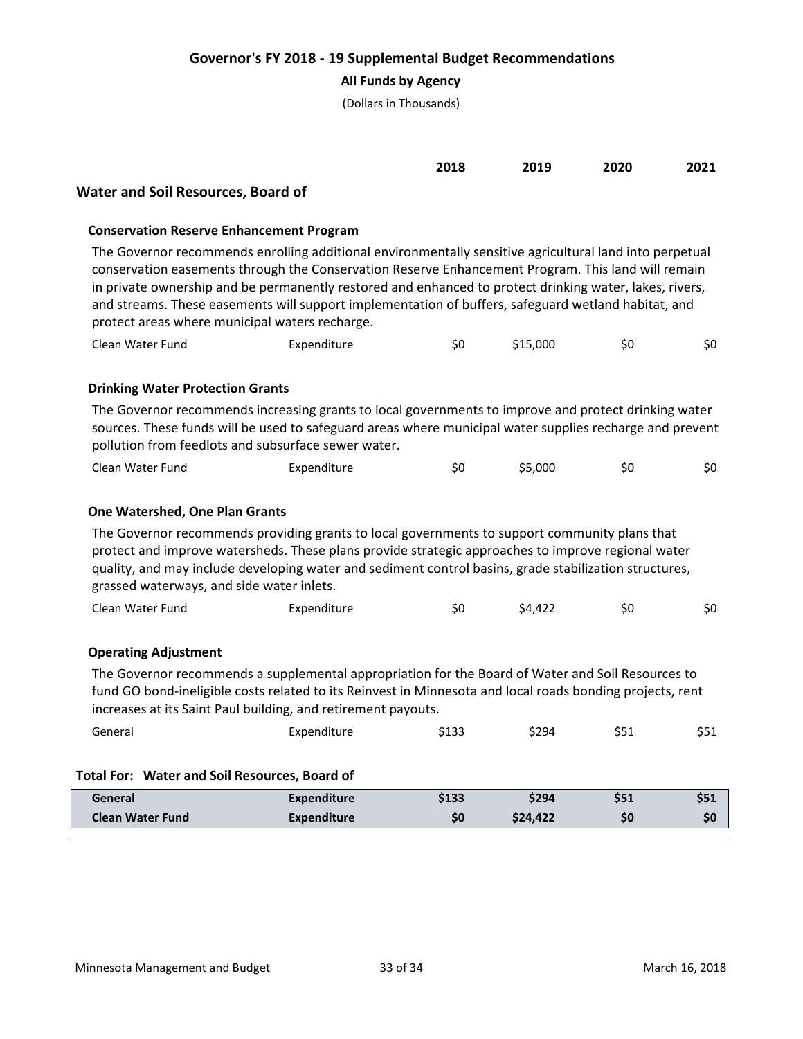# Governor's FY 2018 - 19 Supplemental Budget Recommendations

**All Funds by Agency**

(Dollars in Thousands)

| | | 2018 | 2019 | 2020 | 2021 |
|---|---|---|---|---|---|

## Water and Soil Resources, Board of

### Conservation Reserve Enhancement Program

The Governor recommends enrolling additional environmentally sensitive agricultural land into perpetual conservation easements through the Conservation Reserve Enhancement Program. This land will remain in private ownership and be permanently restored and enhanced to protect drinking water, lakes, rivers, and streams. These easements will support implementation of buffers, safeguard wetland habitat, and protect areas where municipal waters recharge.

| Fund | Type | 2018 | 2019 | 2020 | 2021 |
|---|---|---|---|---|---|
| Clean Water Fund | Expenditure | $0 | $15,000 | $0 | $0 |

### Drinking Water Protection Grants

The Governor recommends increasing grants to local governments to improve and protect drinking water sources. These funds will be used to safeguard areas where municipal water supplies recharge and prevent pollution from feedlots and subsurface sewer water.

| Fund | Type | 2018 | 2019 | 2020 | 2021 |
|---|---|---|---|---|---|
| Clean Water Fund | Expenditure | $0 | $5,000 | $0 | $0 |

### One Watershed, One Plan Grants

The Governor recommends providing grants to local governments to support community plans that protect and improve watersheds. These plans provide strategic approaches to improve regional water quality, and may include developing water and sediment control basins, grade stabilization structures, grassed waterways, and side water inlets.

| Fund | Type | 2018 | 2019 | 2020 | 2021 |
|---|---|---|---|---|---|
| Clean Water Fund | Expenditure | $0 | $4,422 | $0 | $0 |

### Operating Adjustment

The Governor recommends a supplemental appropriation for the Board of Water and Soil Resources to fund GO bond-ineligible costs related to its Reinvest in Minnesota and local roads bonding projects, rent increases at its Saint Paul building, and retirement payouts.

| Fund | Type | 2018 | 2019 | 2020 | 2021 |
|---|---|---|---|---|---|
| General | Expenditure | $133 | $294 | $51 | $51 |

### Total For: Water and Soil Resources, Board of

| Fund | Type | 2018 | 2019 | 2020 | 2021 |
|---|---|---|---|---|---|
| **General** | **Expenditure** | **$133** | **$294** | **$51** | **$51** |
| **Clean Water Fund** | **Expenditure** | **$0** | **$24,422** | **$0** | **$0** |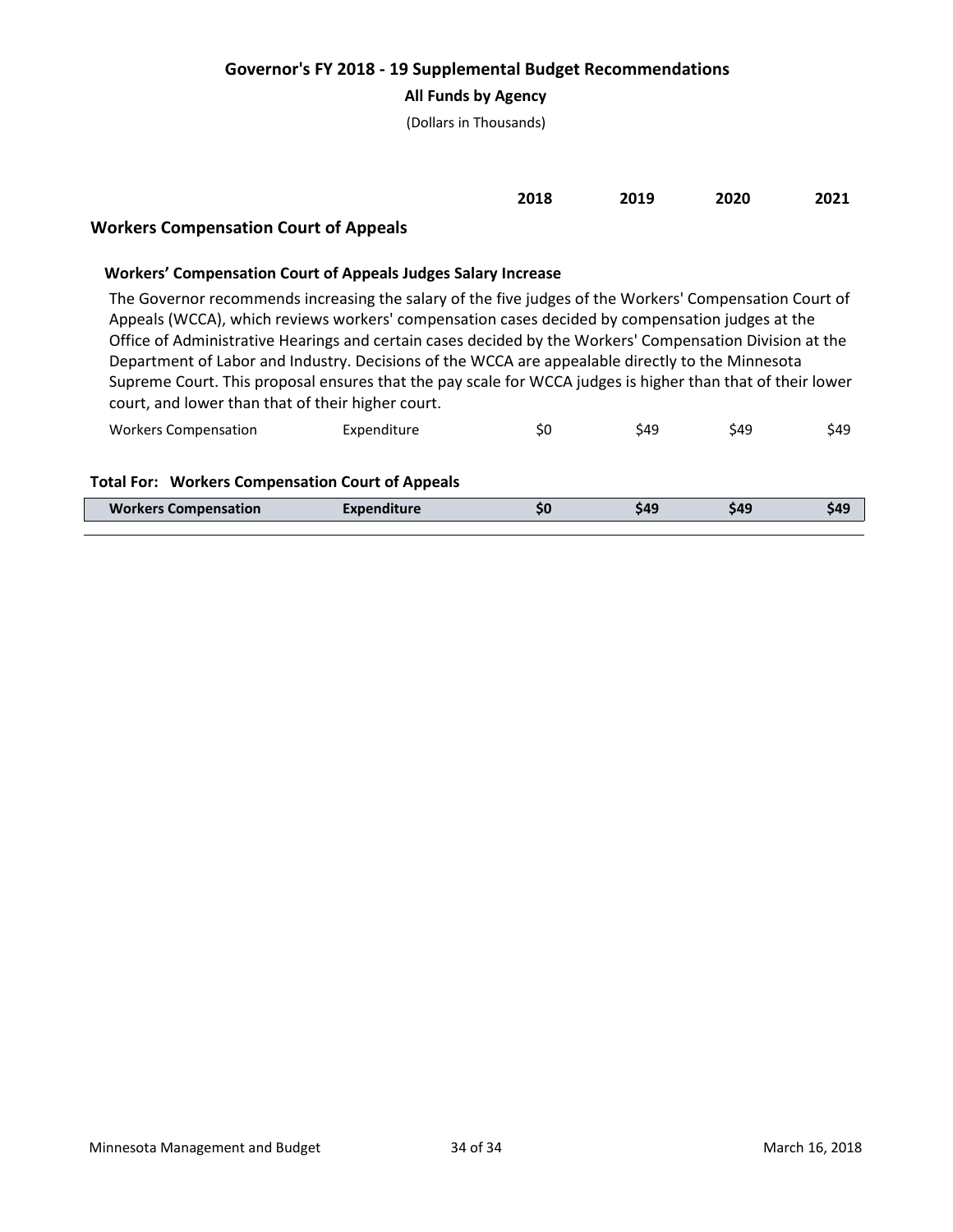# Governor's FY 2018 - 19 Supplemental Budget Recommendations

**All Funds by Agency**

(Dollars in Thousands)

| | | 2018 | 2019 | 2020 | 2021 |
|---|---|---|---|---|---|

## Workers Compensation Court of Appeals

### Workers' Compensation Court of Appeals Judges Salary Increase

The Governor recommends increasing the salary of the five judges of the Workers' Compensation Court of Appeals (WCCA), which reviews workers' compensation cases decided by compensation judges at the Office of Administrative Hearings and certain cases decided by the Workers' Compensation Division at the Department of Labor and Industry. Decisions of the WCCA are appealable directly to the Minnesota Supreme Court. This proposal ensures that the pay scale for WCCA judges is higher than that of their lower court, and lower than that of their higher court.

| | | 2018 | 2019 | 2020 | 2021 |
|---|---|---|---|---|---|
| Workers Compensation | Expenditure | $0 | $49 | $49 | $49 |

**Total For: Workers Compensation Court of Appeals**

| | | 2018 | 2019 | 2020 | 2021 |
|---|---|---|---|---|---|
| **Workers Compensation** | **Expenditure** | **$0** | **$49** | **$49** | **$49** |